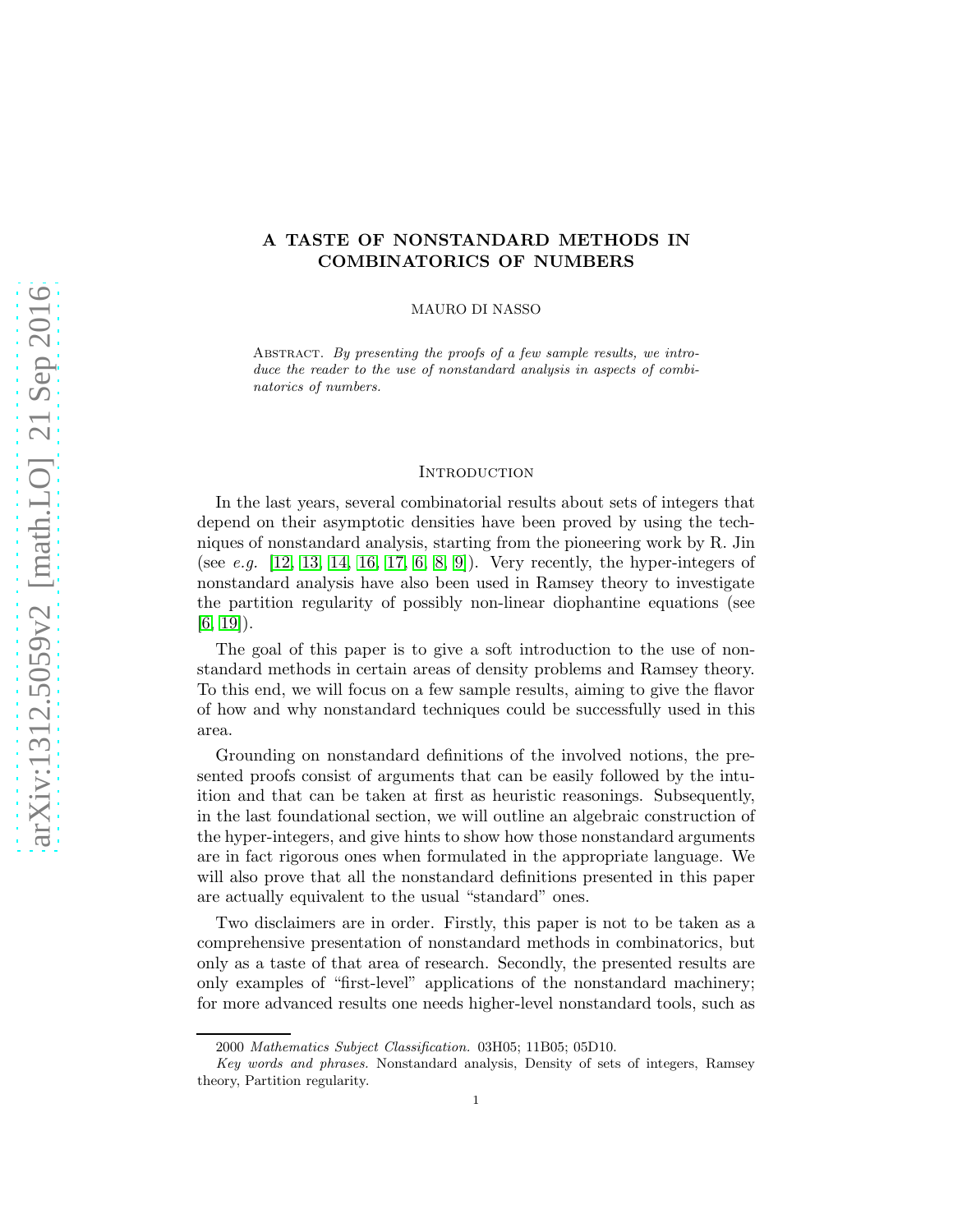# A TASTE OF NONSTANDARD METHODS IN COMBINATORICS OF NUMBERS

MAURO DI NASSO

Abstract. *By presenting the proofs of a few sample results, we introduce the reader to the use of nonstandard analysis in aspects of combinatorics of numbers.*

## Introduction

In the last years, several combinatorial results about sets of integers that depend on their asymptotic densities have been proved by using the techniques of nonstandard analysis, starting from the pioneering work by R. Jin (see *e.g.* [12, 13, 14, 16, 17, 6, 8, 9]). Very recently, the hyper-integers of nonstandard analysis have also been used in Ramsey theory to investigate the partition regularity of possibly non-linear diophantine equations (see [6, 19]).

The goal of this paper is to give a soft introduction to the use of nonstandard methods in certain areas of density problems and Ramsey theory. To this end, we will focus on a few sample results, aiming to give the flavor of how and why nonstandard techniques could be successfully used in this area.

Grounding on nonstandard definitions of the involved notions, the presented proofs consist of arguments that can be easily followed by the intuition and that can be taken at first as heuristic reasonings. Subsequently, in the last foundational section, we will outline an algebraic construction of the hyper-integers, and give hints to show how those nonstandard arguments are in fact rigorous ones when formulated in the appropriate language. We will also prove that all the nonstandard definitions presented in this paper are actually equivalent to the usual "standard" ones.

Two disclaimers are in order. Firstly, this paper is not to be taken as a comprehensive presentation of nonstandard methods in combinatorics, but only as a taste of that area of research. Secondly, the presented results are only examples of "first-level" applications of the nonstandard machinery; for more advanced results one needs higher-level nonstandard tools, such as

---

2000 *Mathematics Subject Classification.* 03H05; 11B05; 05D10.

*Key words and phrases.* Nonstandard analysis, Density of sets of integers, Ramsey theory, Partition regularity.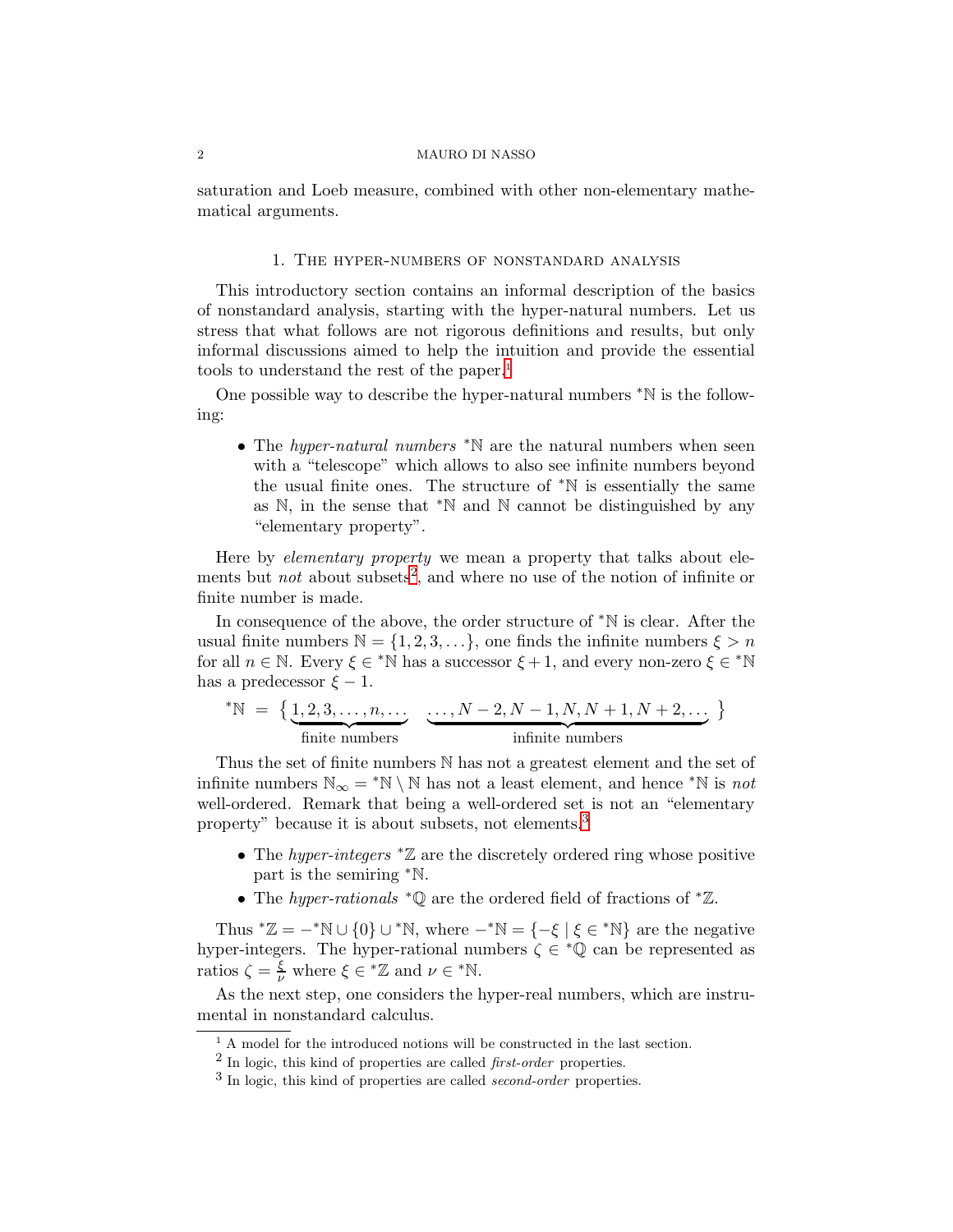saturation and Loeb measure, combined with other non-elementary mathematical arguments.

## 1. The hyper-numbers of nonstandard analysis

This introductory section contains an informal description of the basics of nonstandard analysis, starting with the hyper-natural numbers. Let us stress that what follows are not rigorous definitions and results, but only informal discussions aimed to help the intuition and provide the essential tools to understand the rest of the paper.[1]

One possible way to describe the hyper-natural numbers ${}^*\mathbb{N}$ is the following:

- The *hyper-natural numbers* ${}^*\mathbb{N}$ are the natural numbers when seen with a "telescope" which allows to also see infinite numbers beyond the usual finite ones. The structure of ${}^*\mathbb{N}$ is essentially the same as $\mathbb{N}$, in the sense that ${}^*\mathbb{N}$ and $\mathbb{N}$ cannot be distinguished by any "elementary property".

Here by *elementary property* we mean a property that talks about elements but *not* about subsets[2], and where no use of the notion of infinite or finite number is made.

In consequence of the above, the order structure of ${}^*\mathbb{N}$ is clear. After the usual finite numbers $\mathbb{N} = \{1, 2, 3, \ldots\}$, one finds the infinite numbers $\xi > n$ for all $n \in \mathbb{N}$. Every $\xi \in {}^*\mathbb{N}$ has a successor $\xi + 1$, and every non-zero $\xi \in {}^*\mathbb{N}$ has a predecessor $\xi - 1$.

$${}^*\mathbb{N} \;=\; \{\underbrace{1, 2, 3, \ldots, n, \ldots}_{\text{finite numbers}} \quad \underbrace{\ldots, N-2, N-1, N, N+1, N+2, \ldots}_{\text{infinite numbers}}\}$$

Thus the set of finite numbers $\mathbb{N}$ has not a greatest element and the set of infinite numbers $\mathbb{N}_\infty = {}^*\mathbb{N} \setminus \mathbb{N}$ has not a least element, and hence ${}^*\mathbb{N}$ is *not* well-ordered. Remark that being a well-ordered set is not an "elementary property" because it is about subsets, not elements.[3]

- The *hyper-integers* ${}^*\mathbb{Z}$ are the discretely ordered ring whose positive part is the semiring ${}^*\mathbb{N}$.
- The *hyper-rationals* ${}^*\mathbb{Q}$ are the ordered field of fractions of ${}^*\mathbb{Z}$.

Thus ${}^*\mathbb{Z} = -{}^*\mathbb{N} \cup \{0\} \cup {}^*\mathbb{N}$, where $-{}^*\mathbb{N} = \{-\xi \mid \xi \in {}^*\mathbb{N}\}$ are the negative hyper-integers. The hyper-rational numbers $\zeta \in {}^*\mathbb{Q}$ can be represented as ratios $\zeta = \frac{\xi}{\nu}$ where $\xi \in {}^*\mathbb{Z}$ and $\nu \in {}^*\mathbb{N}$.

As the next step, one considers the hyper-real numbers, which are instrumental in nonstandard calculus.

---

[1] A model for the introduced notions will be constructed in the last section.

[2] In logic, this kind of properties are called *first-order* properties.

[3] In logic, this kind of properties are called *second-order* properties.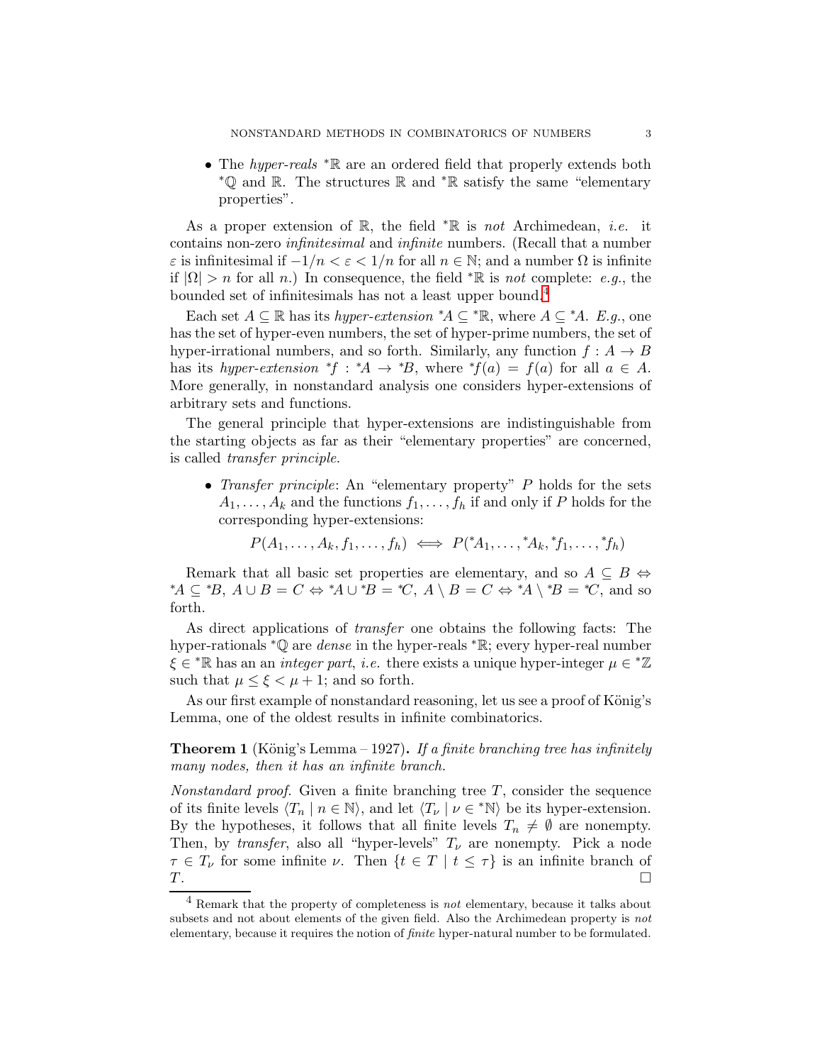- The *hyper-reals* ${}^*\mathbb{R}$ are an ordered field that properly extends both ${}^*\mathbb{Q}$ and $\mathbb{R}$. The structures $\mathbb{R}$ and ${}^*\mathbb{R}$ satisfy the same "elementary properties".

As a proper extension of $\mathbb{R}$, the field ${}^*\mathbb{R}$ is *not* Archimedean, *i.e.* it contains non-zero *infinitesimal* and *infinite* numbers. (Recall that a number $\varepsilon$ is infinitesimal if $-1/n < \varepsilon < 1/n$ for all $n \in \mathbb{N}$; and a number $\Omega$ is infinite if $|\Omega| > n$ for all $n$.) In consequence, the field ${}^*\mathbb{R}$ is *not* complete: *e.g.*, the bounded set of infinitesimals has not a least upper bound.[4]

Each set $A \subseteq \mathbb{R}$ has its *hyper-extension* ${}^*A \subseteq {}^*\mathbb{R}$, where $A \subseteq {}^*A$. *E.g.*, one has the set of hyper-even numbers, the set of hyper-prime numbers, the set of hyper-irrational numbers, and so forth. Similarly, any function $f : A \to B$ has its *hyper-extension* ${}^*f : {}^*A \to {}^*B$, where ${}^*f(a) = f(a)$ for all $a \in A$. More generally, in nonstandard analysis one considers hyper-extensions of arbitrary sets and functions.

The general principle that hyper-extensions are indistinguishable from the starting objects as far as their "elementary properties" are concerned, is called *transfer principle*.

- *Transfer principle*: An "elementary property" $P$ holds for the sets $A_1, \ldots, A_k$ and the functions $f_1, \ldots, f_h$ if and only if $P$ holds for the corresponding hyper-extensions:

$$P(A_1, \ldots, A_k, f_1, \ldots, f_h) \iff P({}^*A_1, \ldots, {}^*A_k, {}^*f_1, \ldots, {}^*f_h)$$

Remark that all basic set properties are elementary, and so $A \subseteq B \Leftrightarrow {}^*A \subseteq {}^*B$, $A \cup B = C \Leftrightarrow {}^*A \cup {}^*B = {}^*C$, $A \setminus B = C \Leftrightarrow {}^*A \setminus {}^*B = {}^*C$, and so forth.

As direct applications of *transfer* one obtains the following facts: The hyper-rationals ${}^*\mathbb{Q}$ are *dense* in the hyper-reals ${}^*\mathbb{R}$; every hyper-real number $\xi \in {}^*\mathbb{R}$ has an an *integer part*, *i.e.* there exists a unique hyper-integer $\mu \in {}^*\mathbb{Z}$ such that $\mu \leq \xi < \mu + 1$; and so forth.

As our first example of nonstandard reasoning, let us see a proof of König's Lemma, one of the oldest results in infinite combinatorics.

**Theorem 1** (König's Lemma – 1927)**.** *If a finite branching tree has infinitely many nodes, then it has an infinite branch.*

*Nonstandard proof.* Given a finite branching tree $T$, consider the sequence of its finite levels $\langle T_n \mid n \in \mathbb{N} \rangle$, and let $\langle T_\nu \mid \nu \in {}^*\mathbb{N} \rangle$ be its hyper-extension. By the hypotheses, it follows that all finite levels $T_n \neq \emptyset$ are nonempty. Then, by *transfer*, also all "hyper-levels" $T_\nu$ are nonempty. Pick a node $\tau \in T_\nu$ for some infinite $\nu$. Then $\{t \in T \mid t \leq \tau\}$ is an infinite branch of $T$. $\square$

[4] Remark that the property of completeness is *not* elementary, because it talks about subsets and not about elements of the given field. Also the Archimedean property is *not* elementary, because it requires the notion of *finite* hyper-natural number to be formulated.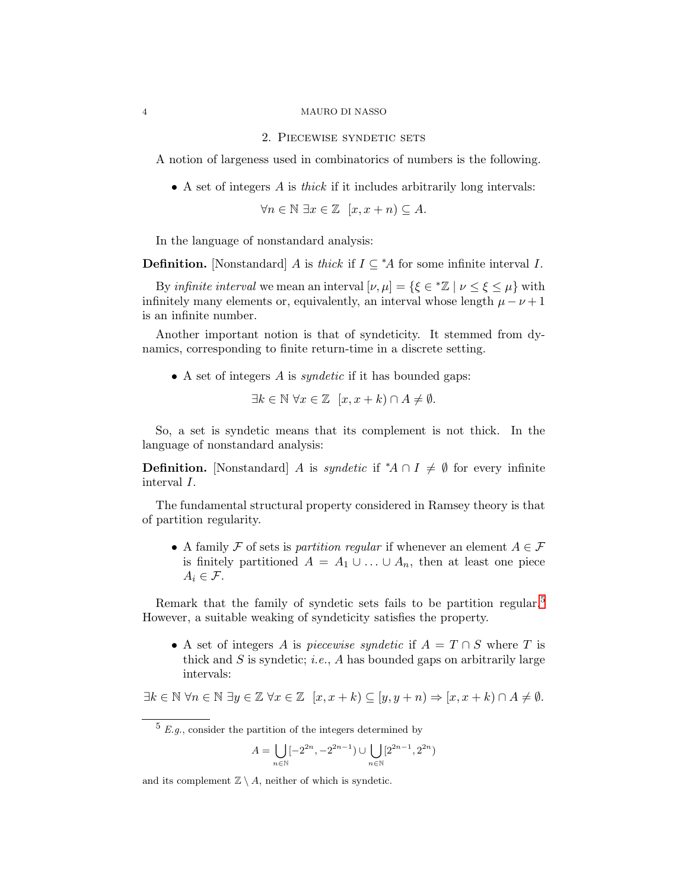## 2. Piecewise syndetic sets

A notion of largeness used in combinatorics of numbers is the following.

- A set of integers $A$ is *thick* if it includes arbitrarily long intervals:

$$\forall n \in \mathbb{N}\ \exists x \in \mathbb{Z}\ \ [x, x+n) \subseteq A.$$

In the language of nonstandard analysis:

**Definition.** [Nonstandard] $A$ is *thick* if $I \subseteq {}^*A$ for some infinite interval $I$.

By *infinite interval* we mean an interval $[\nu, \mu] = \{\xi \in {}^*\mathbb{Z} \mid \nu \leq \xi \leq \mu\}$ with infinitely many elements or, equivalently, an interval whose length $\mu - \nu + 1$ is an infinite number.

Another important notion is that of syndeticity. It stemmed from dynamics, corresponding to finite return-time in a discrete setting.

- A set of integers $A$ is *syndetic* if it has bounded gaps:

$$\exists k \in \mathbb{N}\ \forall x \in \mathbb{Z}\ \ [x, x+k) \cap A \neq \emptyset.$$

So, a set is syndetic means that its complement is not thick. In the language of nonstandard analysis:

**Definition.** [Nonstandard] $A$ is *syndetic* if ${}^*A \cap I \neq \emptyset$ for every infinite interval $I$.

The fundamental structural property considered in Ramsey theory is that of partition regularity.

- A family $\mathcal{F}$ of sets is *partition regular* if whenever an element $A \in \mathcal{F}$ is finitely partitioned $A = A_1 \cup \ldots \cup A_n$, then at least one piece $A_i \in \mathcal{F}$.

Remark that the family of syndetic sets fails to be partition regular.[5] However, a suitable weaking of syndeticity satisfies the property.

- A set of integers $A$ is *piecewise syndetic* if $A = T \cap S$ where $T$ is thick and $S$ is syndetic; *i.e.*, $A$ has bounded gaps on arbitrarily large intervals:

$$\exists k \in \mathbb{N}\ \forall n \in \mathbb{N}\ \exists y \in \mathbb{Z}\ \forall x \in \mathbb{Z}\ \ [x, x+k) \subseteq [y, y+n) \Rightarrow [x, x+k) \cap A \neq \emptyset.$$

---

[5] *E.g.*, consider the partition of the integers determined by

$$A = \bigcup_{n \in \mathbb{N}} [-2^{2n}, -2^{2n-1}) \cup \bigcup_{n \in \mathbb{N}} [2^{2n-1}, 2^{2n})$$

and its complement $\mathbb{Z} \setminus A$, neither of which is syndetic.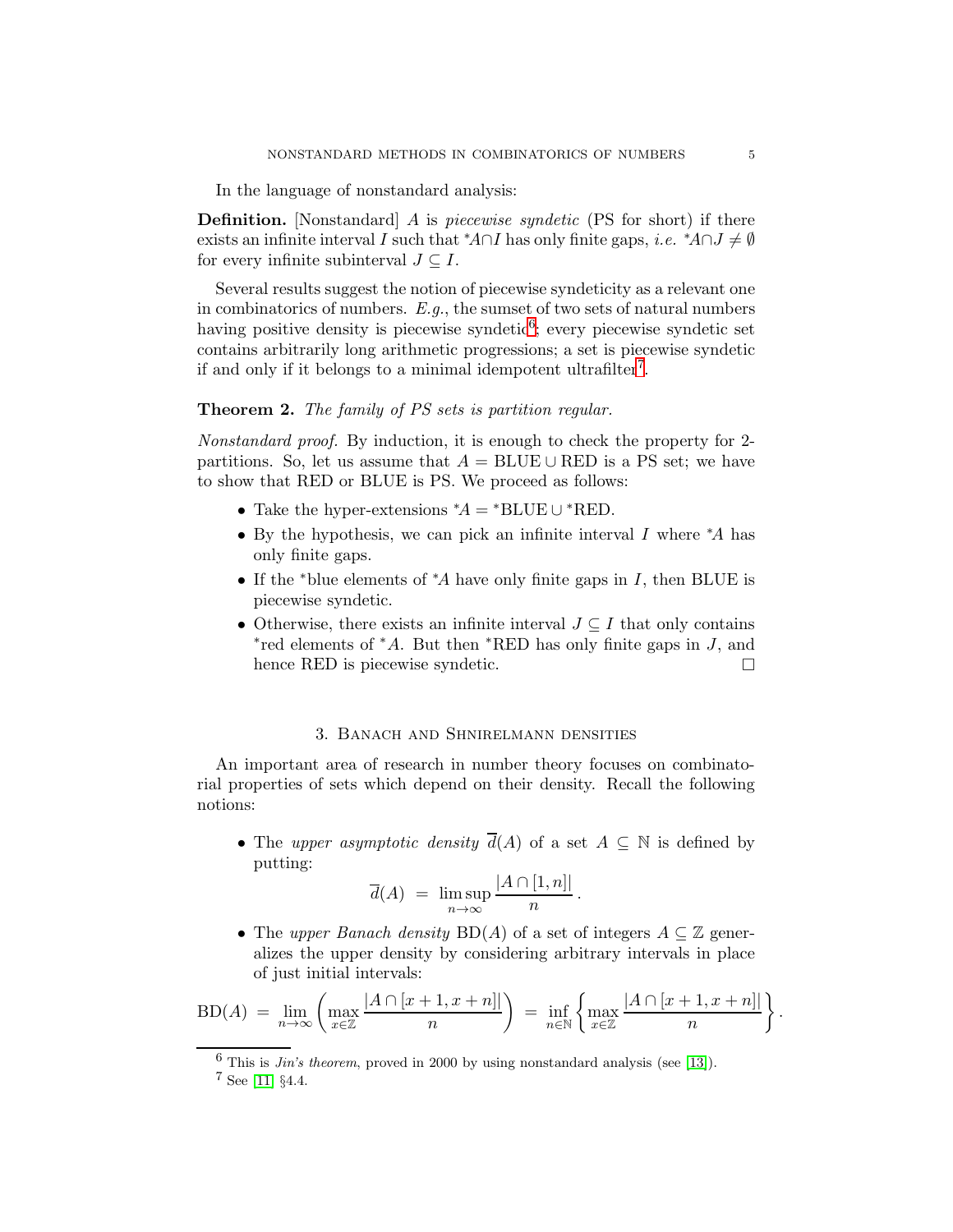In the language of nonstandard analysis:

**Definition.** [Nonstandard] $A$ is *piecewise syndetic* (PS for short) if there exists an infinite interval $I$ such that ${}^*A \cap I$ has only finite gaps, *i.e.* ${}^*A \cap J \neq \emptyset$ for every infinite subinterval $J \subseteq I$.

Several results suggest the notion of piecewise syndeticity as a relevant one in combinatorics of numbers. *E.g.*, the sumset of two sets of natural numbers having positive density is piecewise syndetic[6]; every piecewise syndetic set contains arbitrarily long arithmetic progressions; a set is piecewise syndetic if and only if it belongs to a minimal idempotent ultrafilter[7].

**Theorem 2.** *The family of PS sets is partition regular.*

*Nonstandard proof.* By induction, it is enough to check the property for 2-partitions. So, let us assume that $A = \text{BLUE} \cup \text{RED}$ is a PS set; we have to show that RED or BLUE is PS. We proceed as follows:

- Take the hyper-extensions ${}^*A = {}^*\text{BLUE} \cup {}^*\text{RED}$.
- By the hypothesis, we can pick an infinite interval $I$ where ${}^*A$ has only finite gaps.
- If the ${}^*$blue elements of ${}^*A$ have only finite gaps in $I$, then BLUE is piecewise syndetic.
- Otherwise, there exists an infinite interval $J \subseteq I$ that only contains ${}^*$red elements of ${}^*A$. But then ${}^*\text{RED}$ has only finite gaps in $J$, and hence RED is piecewise syndetic. □

## 3. Banach and Shnirelmann densities

An important area of research in number theory focuses on combinatorial properties of sets which depend on their density. Recall the following notions:

- The *upper asymptotic density* $\overline{d}(A)$ of a set $A \subseteq \mathbb{N}$ is defined by putting:
$$\overline{d}(A) \;=\; \limsup_{n\to\infty} \frac{|A \cap [1,n]|}{n}.$$
- The *upper Banach density* $\text{BD}(A)$ of a set of integers $A \subseteq \mathbb{Z}$ generalizes the upper density by considering arbitrary intervals in place of just initial intervals:

$$\text{BD}(A) \;=\; \lim_{n\to\infty}\left(\max_{x\in\mathbb{Z}} \frac{|A\cap[x+1,x+n]|}{n}\right) \;=\; \inf_{n\in\mathbb{N}}\left\{\max_{x\in\mathbb{Z}} \frac{|A\cap[x+1,x+n]|}{n}\right\}.$$

[6] This is *Jin's theorem*, proved in 2000 by using nonstandard analysis (see [13]).

[7] See [11] §4.4.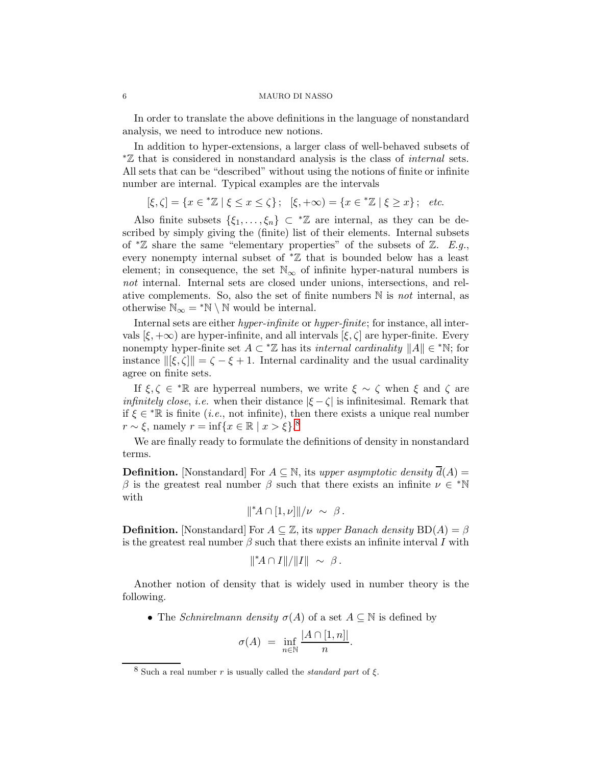In order to translate the above definitions in the language of nonstandard analysis, we need to introduce new notions.

In addition to hyper-extensions, a larger class of well-behaved subsets of ${}^*\mathbb{Z}$ that is considered in nonstandard analysis is the class of *internal* sets. All sets that can be "described" without using the notions of finite or infinite number are internal. Typical examples are the intervals

$$[\xi,\zeta] = \{x \in {}^*\mathbb{Z} \mid \xi \leq x \leq \zeta\}\,; \quad [\xi,+\infty) = \{x \in {}^*\mathbb{Z} \mid \xi \geq x\}\,; \quad \textit{etc.}$$

Also finite subsets $\{\xi_1,\ldots,\xi_n\} \subset {}^*\mathbb{Z}$ are internal, as they can be described by simply giving the (finite) list of their elements. Internal subsets of ${}^*\mathbb{Z}$ share the same "elementary properties" of the subsets of $\mathbb{Z}$. *E.g.*, every nonempty internal subset of ${}^*\mathbb{Z}$ that is bounded below has a least element; in consequence, the set $\mathbb{N}_\infty$ of infinite hyper-natural numbers is *not* internal. Internal sets are closed under unions, intersections, and relative complements. So, also the set of finite numbers $\mathbb{N}$ is *not* internal, as otherwise $\mathbb{N}_\infty = {}^*\mathbb{N} \setminus \mathbb{N}$ would be internal.

Internal sets are either *hyper-infinite* or *hyper-finite*; for instance, all intervals $[\xi,+\infty)$ are hyper-infinite, and all intervals $[\xi,\zeta]$ are hyper-finite. Every nonempty hyper-finite set $A \subset {}^*\mathbb{Z}$ has its *internal cardinality* $\|A\| \in {}^*\mathbb{N}$; for instance $\|[\xi,\zeta]\| = \zeta - \xi + 1$. Internal cardinality and the usual cardinality agree on finite sets.

If $\xi,\zeta \in {}^*\mathbb{R}$ are hyperreal numbers, we write $\xi \sim \zeta$ when $\xi$ and $\zeta$ are *infinitely close*, *i.e.* when their distance $|\xi - \zeta|$ is infinitesimal. Remark that if $\xi \in {}^*\mathbb{R}$ is finite (*i.e.*, not infinite), then there exists a unique real number $r \sim \xi$, namely $r = \inf\{x \in \mathbb{R} \mid x > \xi\}$.[8]

We are finally ready to formulate the definitions of density in nonstandard terms.

**Definition.** [Nonstandard] For $A \subseteq \mathbb{N}$, its *upper asymptotic density* $\overline{d}(A) = \beta$ is the greatest real number $\beta$ such that there exists an infinite $\nu \in {}^*\mathbb{N}$ with

$$\|{}^*A \cap [1,\nu]\|/\nu \ \sim\ \beta\,.$$

**Definition.** [Nonstandard] For $A \subseteq \mathbb{Z}$, its *upper Banach density* $\mathrm{BD}(A) = \beta$ is the greatest real number $\beta$ such that there exists an infinite interval $I$ with

$$\|{}^*A \cap I\|/\|I\| \ \sim\ \beta\,.$$

Another notion of density that is widely used in number theory is the following.

- The *Schnirelmann density* $\sigma(A)$ of a set $A \subseteq \mathbb{N}$ is defined by

$$\sigma(A) \ = \ \inf_{n\in\mathbb{N}} \frac{|A \cap [1,n]|}{n}.$$

[8] Such a real number $r$ is usually called the *standard part* of $\xi$.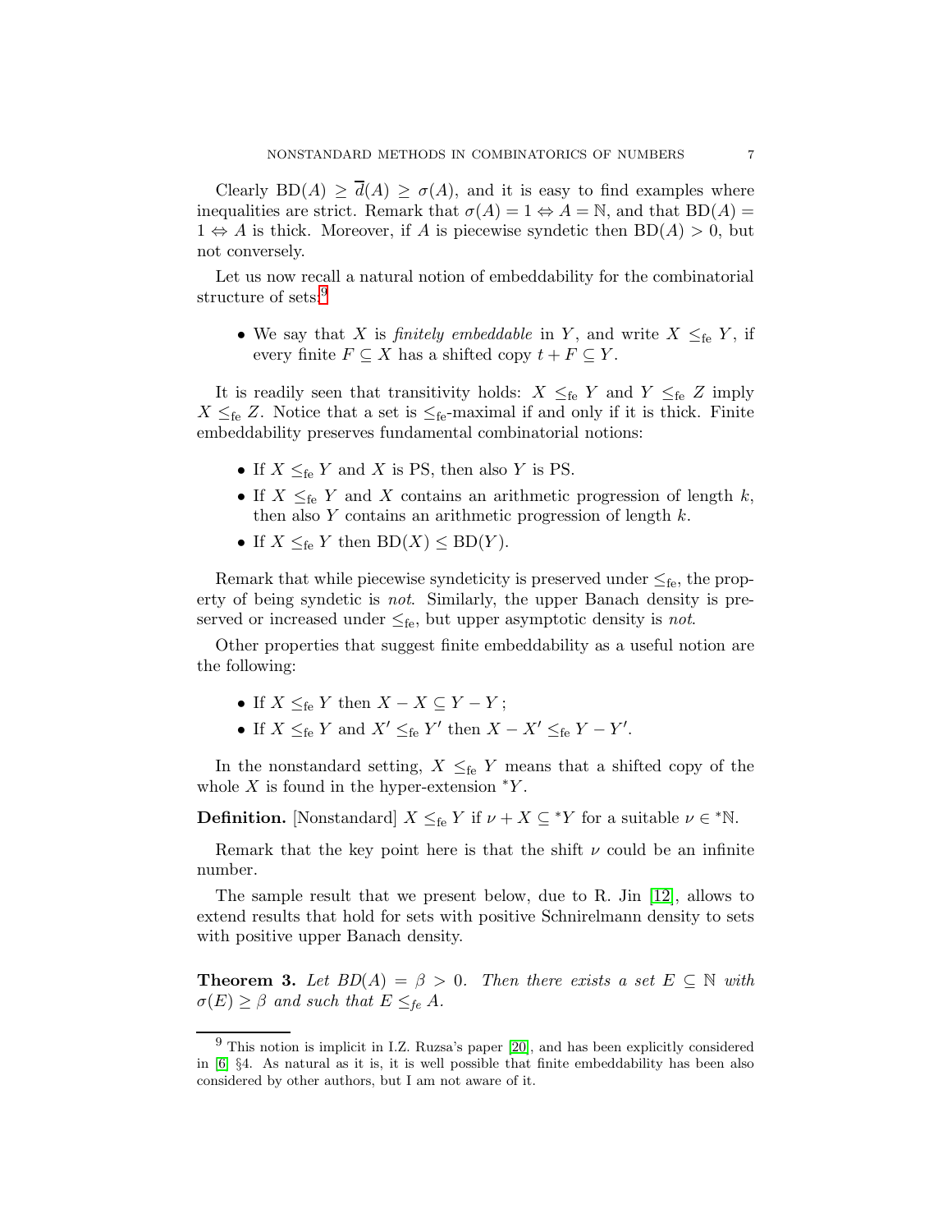Clearly $\mathrm{BD}(A) \geq \overline{d}(A) \geq \sigma(A)$, and it is easy to find examples where inequalities are strict. Remark that $\sigma(A) = 1 \Leftrightarrow A = \mathbb{N}$, and that $\mathrm{BD}(A) = 1 \Leftrightarrow A$ is thick. Moreover, if $A$ is piecewise syndetic then $\mathrm{BD}(A) > 0$, but not conversely.

Let us now recall a natural notion of embeddability for the combinatorial structure of sets:[9]

- We say that $X$ is *finitely embeddable* in $Y$, and write $X \leq_{\mathrm{fe}} Y$, if every finite $F \subseteq X$ has a shifted copy $t + F \subseteq Y$.

It is readily seen that transitivity holds: $X \leq_{\mathrm{fe}} Y$ and $Y \leq_{\mathrm{fe}} Z$ imply $X \leq_{\mathrm{fe}} Z$. Notice that a set is $\leq_{\mathrm{fe}}$-maximal if and only if it is thick. Finite embeddability preserves fundamental combinatorial notions:

- If $X \leq_{\mathrm{fe}} Y$ and $X$ is PS, then also $Y$ is PS.
- If $X \leq_{\mathrm{fe}} Y$ and $X$ contains an arithmetic progression of length $k$, then also $Y$ contains an arithmetic progression of length $k$.
- If $X \leq_{\mathrm{fe}} Y$ then $\mathrm{BD}(X) \leq \mathrm{BD}(Y)$.

Remark that while piecewise syndeticity is preserved under $\leq_{\mathrm{fe}}$, the property of being syndetic is *not*. Similarly, the upper Banach density is preserved or increased under $\leq_{\mathrm{fe}}$, but upper asymptotic density is *not*.

Other properties that suggest finite embeddability as a useful notion are the following:

- If $X \leq_{\mathrm{fe}} Y$ then $X - X \subseteq Y - Y$ ;
- If $X \leq_{\mathrm{fe}} Y$ and $X' \leq_{\mathrm{fe}} Y'$ then $X - X' \leq_{\mathrm{fe}} Y - Y'$.

In the nonstandard setting, $X \leq_{\mathrm{fe}} Y$ means that a shifted copy of the whole $X$ is found in the hyper-extension ${}^*Y$.

**Definition.** [Nonstandard] $X \leq_{\mathrm{fe}} Y$ if $\nu + X \subseteq {}^*Y$ for a suitable $\nu \in {}^*\mathbb{N}$.

Remark that the key point here is that the shift $\nu$ could be an infinite number.

The sample result that we present below, due to R. Jin [12], allows to extend results that hold for sets with positive Schnirelmann density to sets with positive upper Banach density.

**Theorem 3.** *Let $BD(A) = \beta > 0$. Then there exists a set $E \subseteq \mathbb{N}$ with $\sigma(E) \geq \beta$ and such that $E \leq_{fe} A$.*

---

[9] This notion is implicit in I.Z. Ruzsa's paper [20], and has been explicitly considered in [6] §4. As natural as it is, it is well possible that finite embeddability has been also considered by other authors, but I am not aware of it.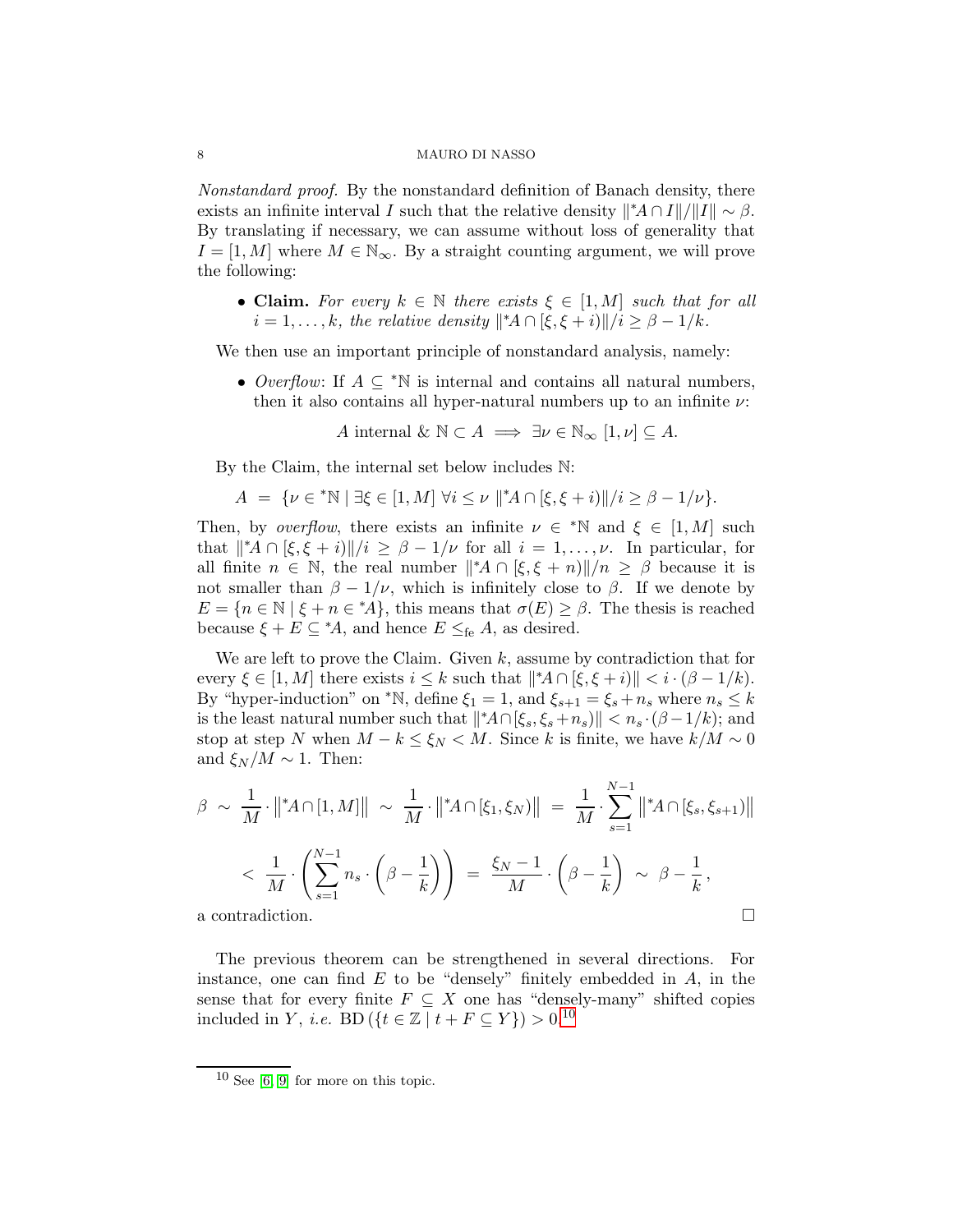*Nonstandard proof.* By the nonstandard definition of Banach density, there exists an infinite interval $I$ such that the relative density $\|{}^*A \cap I\|/\|I\| \sim \beta$. By translating if necessary, we can assume without loss of generality that $I = [1, M]$ where $M \in \mathbb{N}_\infty$. By a straight counting argument, we will prove the following:

- **Claim.** *For every $k \in \mathbb{N}$ there exists $\xi \in [1, M]$ such that for all $i = 1, \ldots, k$, the relative density $\|{}^*A \cap [\xi, \xi + i)\|/i \geq \beta - 1/k$.*

We then use an important principle of nonstandard analysis, namely:

- *Overflow*: If $A \subseteq {}^*\mathbb{N}$ is internal and contains all natural numbers, then it also contains all hyper-natural numbers up to an infinite $\nu$:

$$A \text{ internal } \& \ \mathbb{N} \subset A \implies \exists \nu \in \mathbb{N}_\infty \ [1, \nu] \subseteq A.$$

By the Claim, the internal set below includes $\mathbb{N}$:

$$A \ = \ \{\nu \in {}^*\mathbb{N} \mid \exists \xi \in [1, M] \ \forall i \leq \nu \ \|{}^*A \cap [\xi, \xi + i)\|/i \geq \beta - 1/\nu\}.$$

Then, by *overflow*, there exists an infinite $\nu \in {}^*\mathbb{N}$ and $\xi \in [1, M]$ such that $\|{}^*A \cap [\xi, \xi + i)\|/i \geq \beta - 1/\nu$ for all $i = 1, \ldots, \nu$. In particular, for all finite $n \in \mathbb{N}$, the real number $\|{}^*A \cap [\xi, \xi + n)\|/n \geq \beta$ because it is not smaller than $\beta - 1/\nu$, which is infinitely close to $\beta$. If we denote by $E = \{n \in \mathbb{N} \mid \xi + n \in {}^*A\}$, this means that $\sigma(E) \geq \beta$. The thesis is reached because $\xi + E \subseteq {}^*A$, and hence $E \leq_{\text{fe}} A$, as desired.

We are left to prove the Claim. Given $k$, assume by contradiction that for every $\xi \in [1, M]$ there exists $i \leq k$ such that $\|{}^*A \cap [\xi, \xi + i)\| < i \cdot (\beta - 1/k)$. By "hyper-induction" on ${}^*\mathbb{N}$, define $\xi_1 = 1$, and $\xi_{s+1} = \xi_s + n_s$ where $n_s \leq k$ is the least natural number such that $\|{}^*A \cap [\xi_s, \xi_s + n_s)\| < n_s \cdot (\beta - 1/k)$; and stop at step $N$ when $M - k \leq \xi_N < M$. Since $k$ is finite, we have $k/M \sim 0$ and $\xi_N/M \sim 1$. Then:

$$\beta \ \sim \ \frac{1}{M} \cdot \left\|{}^*A \cap [1, M]\right\| \ \sim \ \frac{1}{M} \cdot \left\|{}^*A \cap [\xi_1, \xi_N)\right\| \ = \ \frac{1}{M} \cdot \sum_{s=1}^{N-1} \left\|{}^*A \cap [\xi_s, \xi_{s+1})\right\|$$

$$< \ \frac{1}{M} \cdot \left( \sum_{s=1}^{N-1} n_s \cdot \left(\beta - \frac{1}{k}\right) \right) \ = \ \frac{\xi_N - 1}{M} \cdot \left(\beta - \frac{1}{k}\right) \ \sim \ \beta - \frac{1}{k},$$

a contradiction. $\square$

The previous theorem can be strengthened in several directions. For instance, one can find $E$ to be "densely" finitely embedded in $A$, in the sense that for every finite $F \subseteq X$ one has "densely-many" shifted copies included in $Y$, *i.e.* $\text{BD}(\{t \in \mathbb{Z} \mid t + F \subseteq Y\}) > 0$.[10]

[10] See [6, 9] for more on this topic.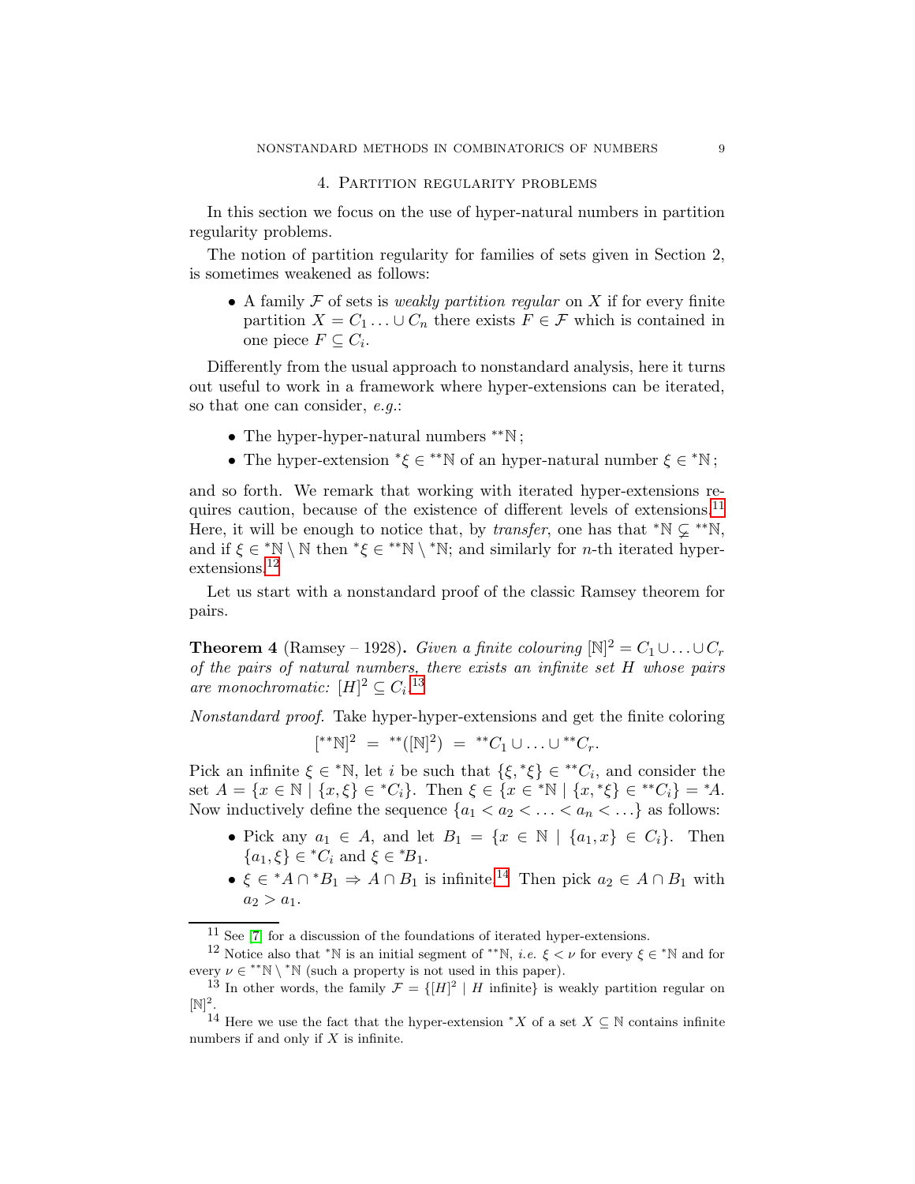## 4. Partition regularity problems

In this section we focus on the use of hyper-natural numbers in partition regularity problems.

The notion of partition regularity for families of sets given in Section 2, is sometimes weakened as follows:

- A family $\mathcal{F}$ of sets is *weakly partition regular* on $X$ if for every finite partition $X = C_1 \ldots \cup C_n$ there exists $F \in \mathcal{F}$ which is contained in one piece $F \subseteq C_i$.

Differently from the usual approach to nonstandard analysis, here it turns out useful to work in a framework where hyper-extensions can be iterated, so that one can consider, *e.g.*:

- The hyper-hyper-natural numbers ${}^{**}\mathbb{N}$ ;
- The hyper-extension ${}^{*}\xi \in {}^{**}\mathbb{N}$ of an hyper-natural number $\xi \in {}^{*}\mathbb{N}$ ;

and so forth. We remark that working with iterated hyper-extensions requires caution, because of the existence of different levels of extensions.[11] Here, it will be enough to notice that, by *transfer*, one has that ${}^{*}\mathbb{N} \subsetneq {}^{**}\mathbb{N}$, and if $\xi \in {}^{*}\mathbb{N} \setminus \mathbb{N}$ then ${}^{*}\xi \in {}^{**}\mathbb{N} \setminus {}^{*}\mathbb{N}$; and similarly for $n$-th iterated hyper-extensions.[12]

Let us start with a nonstandard proof of the classic Ramsey theorem for pairs.

**Theorem 4** (Ramsey – 1928)**.** *Given a finite colouring $[\mathbb{N}]^2 = C_1 \cup \ldots \cup C_r$ of the pairs of natural numbers, there exists an infinite set $H$ whose pairs are monochromatic: $[H]^2 \subseteq C_i$.*[13]

*Nonstandard proof.* Take hyper-hyper-extensions and get the finite coloring

$$[{}^{**}\mathbb{N}]^2 \;=\; {}^{**}([\mathbb{N}]^2) \;=\; {}^{**}C_1 \cup \ldots \cup {}^{**}C_r.$$

Pick an infinite $\xi \in {}^{*}\mathbb{N}$, let $i$ be such that $\{\xi, {}^{*}\xi\} \in {}^{**}C_i$, and consider the set $A = \{x \in \mathbb{N} \mid \{x, \xi\} \in {}^{*}C_i\}$. Then $\xi \in \{x \in {}^{*}\mathbb{N} \mid \{x, {}^{*}\xi\} \in {}^{**}C_i\} = {}^{*}A$. Now inductively define the sequence $\{a_1 < a_2 < \ldots < a_n < \ldots\}$ as follows:

- Pick any $a_1 \in A$, and let $B_1 = \{x \in \mathbb{N} \mid \{a_1, x\} \in C_i\}$. Then $\{a_1, \xi\} \in {}^{*}C_i$ and $\xi \in {}^{*}B_1$.
- $\xi \in {}^{*}A \cap {}^{*}B_1 \Rightarrow A \cap B_1$ is infinite.[14] Then pick $a_2 \in A \cap B_1$ with $a_2 > a_1$.

---

[11] See [7] for a discussion of the foundations of iterated hyper-extensions.

[12] Notice also that ${}^{*}\mathbb{N}$ is an initial segment of ${}^{**}\mathbb{N}$, *i.e.* $\xi < \nu$ for every $\xi \in {}^{*}\mathbb{N}$ and for every $\nu \in {}^{**}\mathbb{N} \setminus {}^{*}\mathbb{N}$ (such a property is not used in this paper).

[13] In other words, the family $\mathcal{F} = \{[H]^2 \mid H \text{ infinite}\}$ is weakly partition regular on $[\mathbb{N}]^2$.

[14] Here we use the fact that the hyper-extension ${}^{*}X$ of a set $X \subseteq \mathbb{N}$ contains infinite numbers if and only if $X$ is infinite.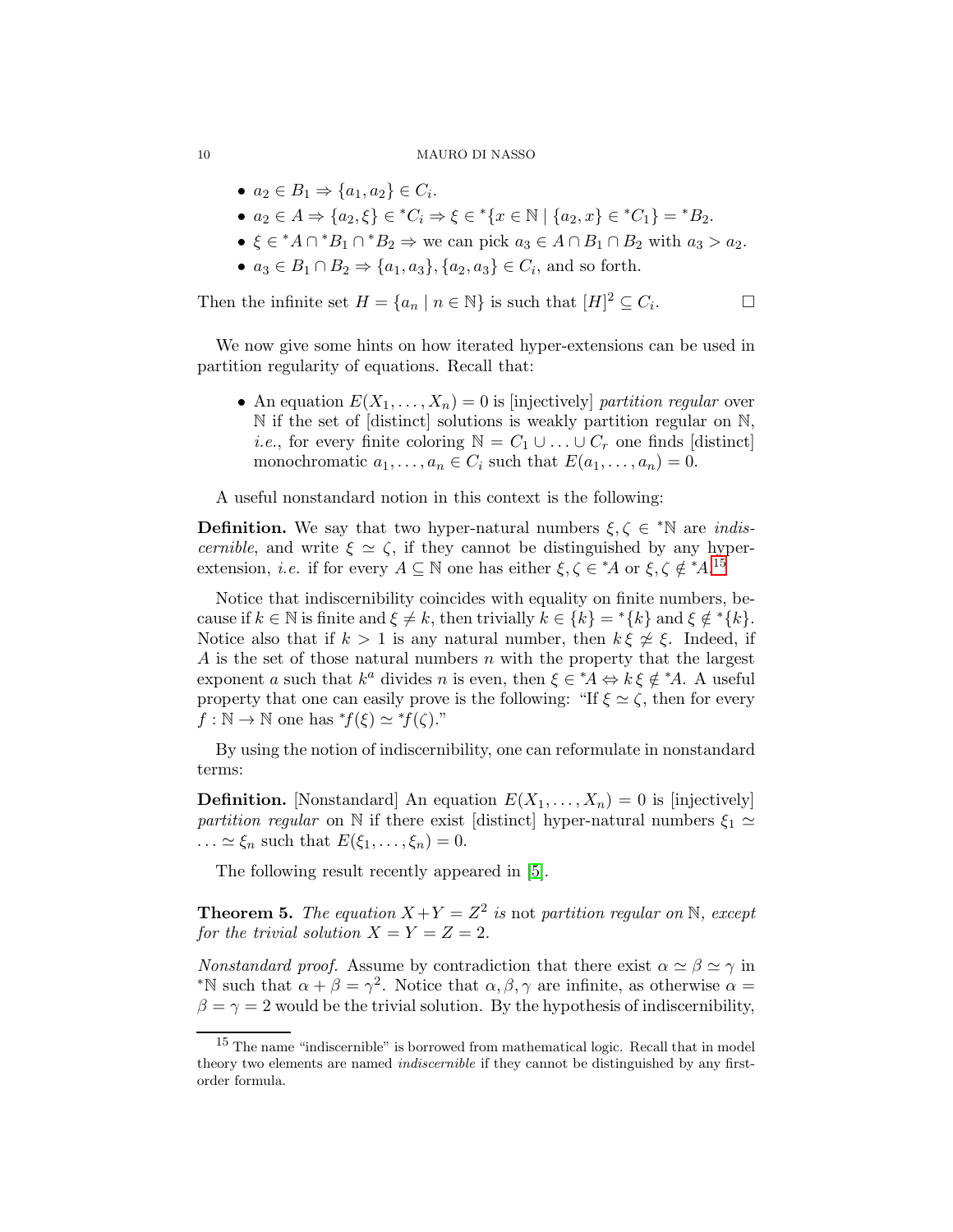- $a_2 \in B_1 \Rightarrow \{a_1, a_2\} \in C_i$.
- $a_2 \in A \Rightarrow \{a_2, \xi\} \in {}^*C_i \Rightarrow \xi \in {}^*\{x \in \mathbb{N} \mid \{a_2, x\} \in {}^*C_1\} = {}^*B_2$.
- $\xi \in {}^*A \cap {}^*B_1 \cap {}^*B_2 \Rightarrow$ we can pick $a_3 \in A \cap B_1 \cap B_2$ with $a_3 > a_2$.
- $a_3 \in B_1 \cap B_2 \Rightarrow \{a_1, a_3\}, \{a_2, a_3\} \in C_i$, and so forth.

Then the infinite set $H = \{a_n \mid n \in \mathbb{N}\}$ is such that $[H]^2 \subseteq C_i$. □

We now give some hints on how iterated hyper-extensions can be used in partition regularity of equations. Recall that:

- An equation $E(X_1, \ldots, X_n) = 0$ is [injectively] *partition regular* over $\mathbb{N}$ if the set of [distinct] solutions is weakly partition regular on $\mathbb{N}$, *i.e.*, for every finite coloring $\mathbb{N} = C_1 \cup \ldots \cup C_r$ one finds [distinct] monochromatic $a_1, \ldots, a_n \in C_i$ such that $E(a_1, \ldots, a_n) = 0$.

A useful nonstandard notion in this context is the following:

**Definition.** We say that two hyper-natural numbers $\xi, \zeta \in {}^*\mathbb{N}$ are *indiscernible*, and write $\xi \simeq \zeta$, if they cannot be distinguished by any hyper-extension, *i.e.* if for every $A \subseteq \mathbb{N}$ one has either $\xi, \zeta \in {}^*A$ or $\xi, \zeta \notin {}^*A$.[15]

Notice that indiscernibility coincides with equality on finite numbers, because if $k \in \mathbb{N}$ is finite and $\xi \neq k$, then trivially $k \in \{k\} = {}^*\{k\}$ and $\xi \notin {}^*\{k\}$. Notice also that if $k > 1$ is any natural number, then $k\,\xi \not\simeq \xi$. Indeed, if $A$ is the set of those natural numbers $n$ with the property that the largest exponent $a$ such that $k^a$ divides $n$ is even, then $\xi \in {}^*A \Leftrightarrow k\,\xi \notin {}^*A$. A useful property that one can easily prove is the following: "If $\xi \simeq \zeta$, then for every $f : \mathbb{N} \to \mathbb{N}$ one has ${}^*f(\xi) \simeq {}^*f(\zeta)$."

By using the notion of indiscernibility, one can reformulate in nonstandard terms:

**Definition.** [Nonstandard] An equation $E(X_1, \ldots, X_n) = 0$ is [injectively] *partition regular* on $\mathbb{N}$ if there exist [distinct] hyper-natural numbers $\xi_1 \simeq \ldots \simeq \xi_n$ such that $E(\xi_1, \ldots, \xi_n) = 0$.

The following result recently appeared in [5].

**Theorem 5.** *The equation $X+Y = Z^2$ is* not *partition regular on $\mathbb{N}$, except for the trivial solution $X = Y = Z = 2$.*

*Nonstandard proof.* Assume by contradiction that there exist $\alpha \simeq \beta \simeq \gamma$ in ${}^*\mathbb{N}$ such that $\alpha + \beta = \gamma^2$. Notice that $\alpha, \beta, \gamma$ are infinite, as otherwise $\alpha = \beta = \gamma = 2$ would be the trivial solution. By the hypothesis of indiscernibility,

[15] The name "indiscernible" is borrowed from mathematical logic. Recall that in model theory two elements are named *indiscernible* if they cannot be distinguished by any first-order formula.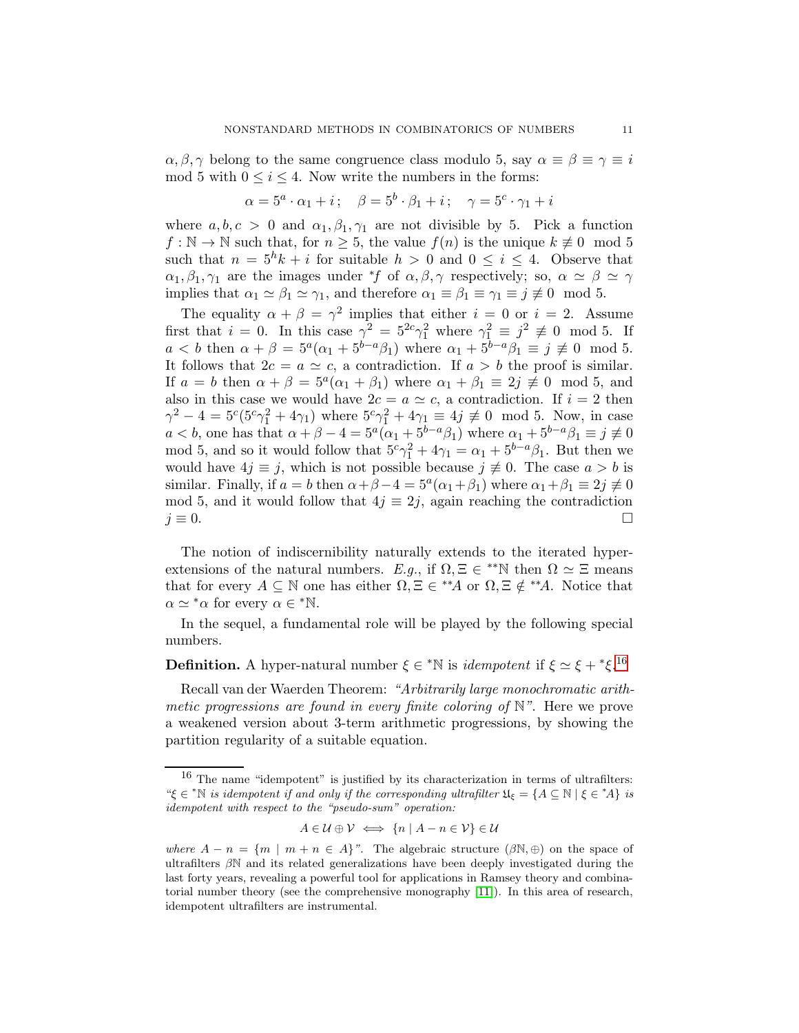$\alpha, \beta, \gamma$ belong to the same congruence class modulo 5, say $\alpha \equiv \beta \equiv \gamma \equiv i \mod 5$ with $0 \leq i \leq 4$. Now write the numbers in the forms:

$$\alpha = 5^a \cdot \alpha_1 + i\,; \quad \beta = 5^b \cdot \beta_1 + i\,; \quad \gamma = 5^c \cdot \gamma_1 + i$$

where $a, b, c > 0$ and $\alpha_1, \beta_1, \gamma_1$ are not divisible by 5. Pick a function $f : \mathbb{N} \to \mathbb{N}$ such that, for $n \geq 5$, the value $f(n)$ is the unique $k \not\equiv 0 \mod 5$ such that $n = 5^h k + i$ for suitable $h > 0$ and $0 \leq i \leq 4$. Observe that $\alpha_1, \beta_1, \gamma_1$ are the images under ${}^*f$ of $\alpha, \beta, \gamma$ respectively; so, $\alpha \simeq \beta \simeq \gamma$ implies that $\alpha_1 \simeq \beta_1 \simeq \gamma_1$, and therefore $\alpha_1 \equiv \beta_1 \equiv \gamma_1 \equiv j \not\equiv 0 \mod 5$.

The equality $\alpha + \beta = \gamma^2$ implies that either $i = 0$ or $i = 2$. Assume first that $i = 0$. In this case $\gamma^2 = 5^{2c}\gamma_1^2$ where $\gamma_1^2 \equiv j^2 \not\equiv 0 \mod 5$. If $a < b$ then $\alpha + \beta = 5^a(\alpha_1 + 5^{b-a}\beta_1)$ where $\alpha_1 + 5^{b-a}\beta_1 \equiv j \not\equiv 0 \mod 5$. It follows that $2c = a \simeq c$, a contradiction. If $a > b$ the proof is similar. If $a = b$ then $\alpha + \beta = 5^a(\alpha_1 + \beta_1)$ where $\alpha_1 + \beta_1 \equiv 2j \not\equiv 0 \mod 5$, and also in this case we would have $2c = a \simeq c$, a contradiction. If $i = 2$ then $\gamma^2 - 4 = 5^c(5^c\gamma_1^2 + 4\gamma_1)$ where $5^c\gamma_1^2 + 4\gamma_1 \equiv 4j \not\equiv 0 \mod 5$. Now, in case $a < b$, one has that $\alpha + \beta - 4 = 5^a(\alpha_1 + 5^{b-a}\beta_1)$ where $\alpha_1 + 5^{b-a}\beta_1 \equiv j \not\equiv 0 \mod 5$, and so it would follow that $5^c\gamma_1^2 + 4\gamma_1 = \alpha_1 + 5^{b-a}\beta_1$. But then we would have $4j \equiv j$, which is not possible because $j \not\equiv 0$. The case $a > b$ is similar. Finally, if $a = b$ then $\alpha + \beta - 4 = 5^a(\alpha_1 + \beta_1)$ where $\alpha_1 + \beta_1 \equiv 2j \not\equiv 0 \mod 5$, and it would follow that $4j \equiv 2j$, again reaching the contradiction $j \equiv 0$. □

The notion of indiscernibility naturally extends to the iterated hyper-extensions of the natural numbers. *E.g.*, if $\Omega, \Xi \in {}^{**}\mathbb{N}$ then $\Omega \simeq \Xi$ means that for every $A \subseteq \mathbb{N}$ one has either $\Omega, \Xi \in {}^{**}A$ or $\Omega, \Xi \notin {}^{**}A$. Notice that $\alpha \simeq {}^*\alpha$ for every $\alpha \in {}^*\mathbb{N}$.

In the sequel, a fundamental role will be played by the following special numbers.

**Definition.** A hyper-natural number $\xi \in {}^*\mathbb{N}$ is *idempotent* if $\xi \simeq \xi + {}^*\xi$.[16]

Recall van der Waerden Theorem: *"Arbitrarily large monochromatic arithmetic progressions are found in every finite coloring of* $\mathbb{N}$*"*. Here we prove a weakened version about 3-term arithmetic progressions, by showing the partition regularity of a suitable equation.

---

[16] The name "idempotent" is justified by its characterization in terms of ultrafilters: *"$\xi \in {}^*\mathbb{N}$ is idempotent if and only if the corresponding ultrafilter $\mathfrak{U}_\xi = \{A \subseteq \mathbb{N} \mid \xi \in {}^*A\}$ is idempotent with respect to the "pseudo-sum" operation:*

$$A \in \mathcal{U} \oplus \mathcal{V} \iff \{n \mid A - n \in \mathcal{V}\} \in \mathcal{U}$$

*where $A - n = \{m \mid m + n \in A\}$"*. The algebraic structure $(\beta\mathbb{N}, \oplus)$ on the space of ultrafilters $\beta\mathbb{N}$ and its related generalizations have been deeply investigated during the last forty years, revealing a powerful tool for applications in Ramsey theory and combinatorial number theory (see the comprehensive monography [11]). In this area of research, idempotent ultrafilters are instrumental.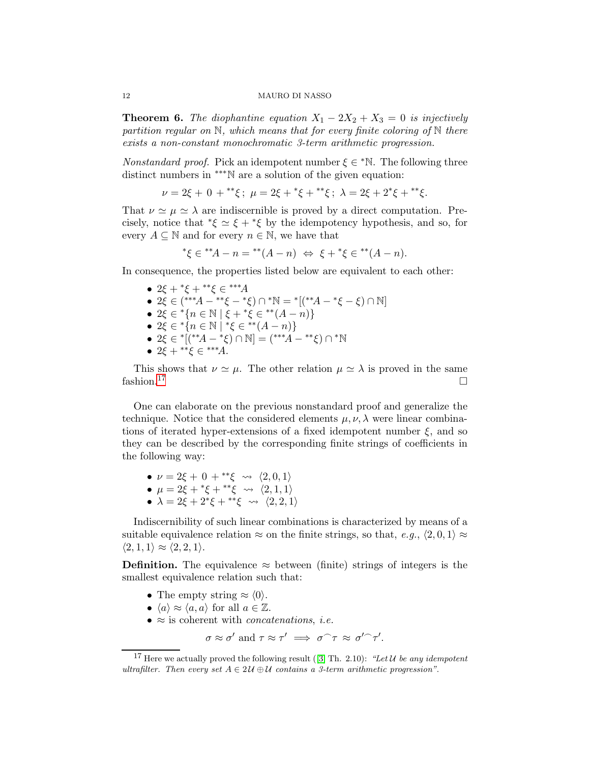**Theorem 6.** *The diophantine equation $X_1 - 2X_2 + X_3 = 0$ is injectively partition regular on $\mathbb{N}$, which means that for every finite coloring of $\mathbb{N}$ there exists a non-constant monochromatic 3-term arithmetic progression.*

*Nonstandard proof.* Pick an idempotent number $\xi \in {}^*\mathbb{N}$. The following three distinct numbers in ${}^{***}\mathbb{N}$ are a solution of the given equation:

$$\nu = 2\xi + \, 0 \, + {}^{**}\xi \, ; \;\; \mu = 2\xi + {}^*\xi + {}^{**}\xi \, ; \;\; \lambda = 2\xi + 2{}^*\xi + {}^{**}\xi.$$

That $\nu \simeq \mu \simeq \lambda$ are indiscernible is proved by a direct computation. Precisely, notice that ${}^*\xi \simeq \xi + {}^*\xi$ by the idempotency hypothesis, and so, for every $A \subseteq \mathbb{N}$ and for every $n \in \mathbb{N}$, we have that

$${}^*\xi \in {}^{**}A - n = {}^{**}(A - n) \;\Leftrightarrow\; \xi + {}^*\xi \in {}^{**}(A - n).$$

In consequence, the properties listed below are equivalent to each other:

- $2\xi + {}^*\xi + {}^{**}\xi \in {}^{***}A$
- $2\xi \in ({}^{***}A - {}^{**}\xi - {}^*\xi) \cap {}^*\mathbb{N} = {}^*[({}^{**}A - {}^*\xi - \xi) \cap \mathbb{N}]$
- $2\xi \in {}^*\{n \in \mathbb{N} \mid \xi + {}^*\xi \in {}^{**}(A - n)\}$
- $2\xi \in {}^*\{n \in \mathbb{N} \mid {}^*\xi \in {}^{**}(A - n)\}$
- $2\xi \in {}^*[({}^{**}A - {}^*\xi) \cap \mathbb{N}] = ({}^{***}A - {}^{**}\xi) \cap {}^*\mathbb{N}$
- $2\xi + {}^{**}\xi \in {}^{***}A$.

This shows that $\nu \simeq \mu$. The other relation $\mu \simeq \lambda$ is proved in the same fashion.[17] $\square$

One can elaborate on the previous nonstandard proof and generalize the technique. Notice that the considered elements $\mu, \nu, \lambda$ were linear combinations of iterated hyper-extensions of a fixed idempotent number $\xi$, and so they can be described by the corresponding finite strings of coefficients in the following way:

- $\nu = 2\xi + \, 0 \, + {}^{**}\xi \;\rightsquigarrow\; \langle 2, 0, 1\rangle$
- $\mu = 2\xi + {}^*\xi + {}^{**}\xi \;\rightsquigarrow\; \langle 2, 1, 1\rangle$
- $\lambda = 2\xi + 2{}^*\xi + {}^{**}\xi \;\rightsquigarrow\; \langle 2, 2, 1\rangle$

Indiscernibility of such linear combinations is characterized by means of a suitable equivalence relation $\approx$ on the finite strings, so that, *e.g.*, $\langle 2, 0, 1\rangle \approx \langle 2, 1, 1\rangle \approx \langle 2, 2, 1\rangle$.

**Definition.** The equivalence $\approx$ between (finite) strings of integers is the smallest equivalence relation such that:

- The empty string $\approx \langle 0\rangle$.
- $\langle a\rangle \approx \langle a, a\rangle$ for all $a \in \mathbb{Z}$.
- $\approx$ is coherent with *concatenations*, *i.e.*

$$\sigma \approx \sigma' \text{ and } \tau \approx \tau' \implies \sigma^\frown\tau \approx \sigma'^\frown\tau'.$$

[17] Here we actually proved the following result ([3] Th. 2.10): *"Let $\mathcal{U}$ be any idempotent ultrafilter. Then every set $A \in 2\mathcal{U} \oplus \mathcal{U}$ contains a 3-term arithmetic progression".*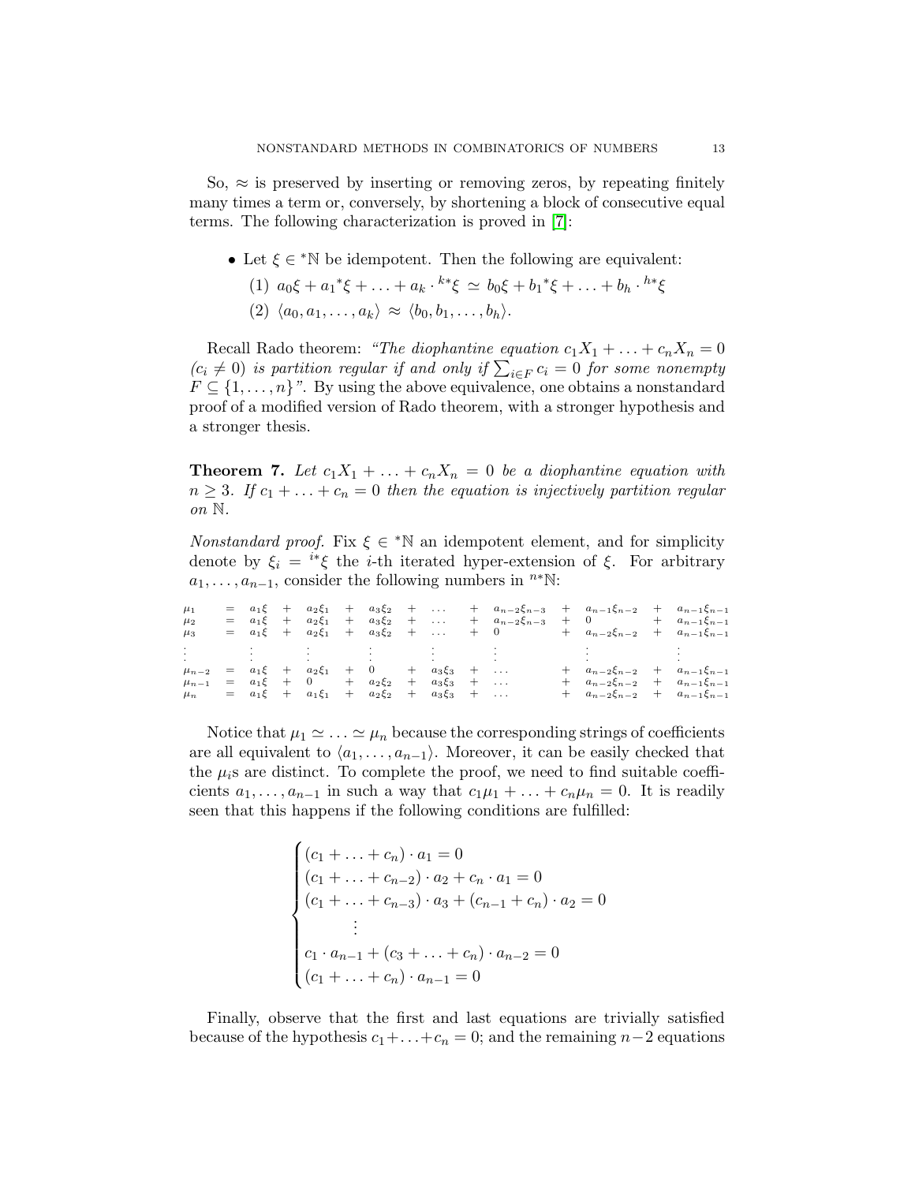So, $\approx$ is preserved by inserting or removing zeros, by repeating finitely many times a term or, conversely, by shortening a block of consecutive equal terms. The following characterization is proved in [7]:

- Let $\xi \in {}^*\mathbb{N}$ be idempotent. Then the following are equivalent:
  (1) $a_0\xi + a_1{}^*\xi + \ldots + a_k \cdot {}^{k*}\xi \simeq b_0\xi + b_1{}^*\xi + \ldots + b_h \cdot {}^{h*}\xi$
  (2) $\langle a_0, a_1, \ldots, a_k\rangle \approx \langle b_0, b_1, \ldots, b_h\rangle$.

Recall Rado theorem: *"The diophantine equation $c_1X_1 + \ldots + c_nX_n = 0$ ($c_i \neq 0$) is partition regular if and only if $\sum_{i\in F} c_i = 0$ for some nonempty $F \subseteq \{1, \ldots, n\}$"*. By using the above equivalence, one obtains a nonstandard proof of a modified version of Rado theorem, with a stronger hypothesis and a stronger thesis.

**Theorem 7.** *Let $c_1X_1 + \ldots + c_nX_n = 0$ be a diophantine equation with $n \geq 3$. If $c_1 + \ldots + c_n = 0$ then the equation is injectively partition regular on $\mathbb{N}$.*

*Nonstandard proof.* Fix $\xi \in {}^*\mathbb{N}$ an idempotent element, and for simplicity denote by $\xi_i = {}^{i*}\xi$ the $i$-th iterated hyper-extension of $\xi$. For arbitrary $a_1, \ldots, a_{n-1}$, consider the following numbers in ${}^{n*}\mathbb{N}$:

$$
\begin{array}{lcccccccccccccccc}
\mu_1 & = & a_1\xi & + & a_2\xi_1 & + & a_3\xi_2 & + & \ldots & + & a_{n-2}\xi_{n-3} & + & a_{n-1}\xi_{n-2} & + & a_{n-1}\xi_{n-1} \\
\mu_2 & = & a_1\xi & + & a_2\xi_1 & + & a_3\xi_2 & + & \ldots & + & a_{n-2}\xi_{n-3} & + & 0 & + & a_{n-1}\xi_{n-1} \\
\mu_3 & = & a_1\xi & + & a_2\xi_1 & + & a_3\xi_2 & + & \ldots & + & 0 & + & a_{n-2}\xi_{n-2} & + & a_{n-1}\xi_{n-1} \\
\vdots & & \vdots & & \vdots & & \vdots & & \vdots & & \vdots & & \vdots & & \vdots \\
\mu_{n-2} & = & a_1\xi & + & a_2\xi_1 & + & 0 & + & a_3\xi_3 & + & \ldots & + & a_{n-2}\xi_{n-2} & + & a_{n-1}\xi_{n-1} \\
\mu_{n-1} & = & a_1\xi & + & 0 & + & a_2\xi_2 & + & a_3\xi_3 & + & \ldots & + & a_{n-2}\xi_{n-2} & + & a_{n-1}\xi_{n-1} \\
\mu_n & = & a_1\xi & + & a_1\xi_1 & + & a_2\xi_2 & + & a_3\xi_3 & + & \ldots & + & a_{n-2}\xi_{n-2} & + & a_{n-1}\xi_{n-1}
\end{array}
$$

Notice that $\mu_1 \simeq \ldots \simeq \mu_n$ because the corresponding strings of coefficients are all equivalent to $\langle a_1, \ldots, a_{n-1}\rangle$. Moreover, it can be easily checked that the $\mu_i$s are distinct. To complete the proof, we need to find suitable coefficients $a_1, \ldots, a_{n-1}$ in such a way that $c_1\mu_1 + \ldots + c_n\mu_n = 0$. It is readily seen that this happens if the following conditions are fulfilled:

$$
\begin{cases}
(c_1 + \ldots + c_n) \cdot a_1 = 0 \\
(c_1 + \ldots + c_{n-2}) \cdot a_2 + c_n \cdot a_1 = 0 \\
(c_1 + \ldots + c_{n-3}) \cdot a_3 + (c_{n-1} + c_n) \cdot a_2 = 0 \\
\qquad \vdots \\
c_1 \cdot a_{n-1} + (c_3 + \ldots + c_n) \cdot a_{n-2} = 0 \\
(c_1 + \ldots + c_n) \cdot a_{n-1} = 0
\end{cases}
$$

Finally, observe that the first and last equations are trivially satisfied because of the hypothesis $c_1 + \ldots + c_n = 0$; and the remaining $n-2$ equations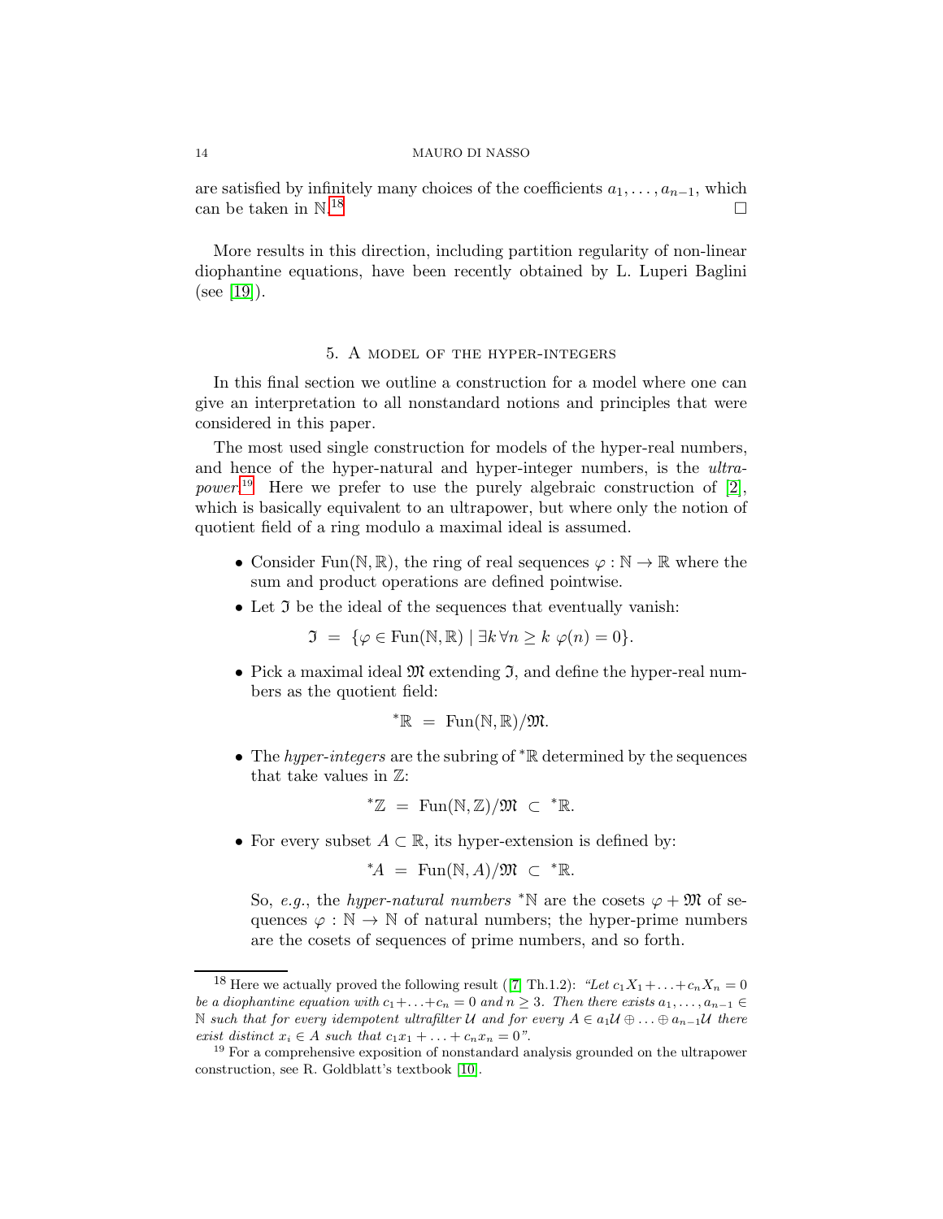are satisfied by infinitely many choices of the coefficients $a_1, \ldots, a_{n-1}$, which can be taken in $\mathbb{N}$.[18] $\square$

More results in this direction, including partition regularity of non-linear diophantine equations, have been recently obtained by L. Luperi Baglini (see [19]).

## 5. A model of the hyper-integers

In this final section we outline a construction for a model where one can give an interpretation to all nonstandard notions and principles that were considered in this paper.

The most used single construction for models of the hyper-real numbers, and hence of the hyper-natural and hyper-integer numbers, is the *ultrapower*.[19] Here we prefer to use the purely algebraic construction of [2], which is basically equivalent to an ultrapower, but where only the notion of quotient field of a ring modulo a maximal ideal is assumed.

- Consider $\mathrm{Fun}(\mathbb{N}, \mathbb{R})$, the ring of real sequences $\varphi : \mathbb{N} \to \mathbb{R}$ where the sum and product operations are defined pointwise.
- Let $\mathfrak{I}$ be the ideal of the sequences that eventually vanish:
$$\mathfrak{I} \;=\; \{\varphi \in \mathrm{Fun}(\mathbb{N}, \mathbb{R}) \mid \exists k \, \forall n \geq k \;\; \varphi(n) = 0\}.$$
- Pick a maximal ideal $\mathfrak{M}$ extending $\mathfrak{I}$, and define the hyper-real numbers as the quotient field:
$$^*\mathbb{R} \;=\; \mathrm{Fun}(\mathbb{N}, \mathbb{R})/\mathfrak{M}.$$
- The *hyper-integers* are the subring of $^*\mathbb{R}$ determined by the sequences that take values in $\mathbb{Z}$:
$$^*\mathbb{Z} \;=\; \mathrm{Fun}(\mathbb{N}, \mathbb{Z})/\mathfrak{M} \;\subset\; ^*\mathbb{R}.$$
- For every subset $A \subset \mathbb{R}$, its hyper-extension is defined by:
$$^*A \;=\; \mathrm{Fun}(\mathbb{N}, A)/\mathfrak{M} \;\subset\; ^*\mathbb{R}.$$

  So, *e.g.*, the *hyper-natural numbers* $^*\mathbb{N}$ are the cosets $\varphi + \mathfrak{M}$ of sequences $\varphi : \mathbb{N} \to \mathbb{N}$ of natural numbers; the hyper-prime numbers are the cosets of sequences of prime numbers, and so forth.

---

[18] Here we actually proved the following result ([7] Th.1.2): *"Let $c_1X_1 + \ldots + c_nX_n = 0$ be a diophantine equation with $c_1 + \ldots + c_n = 0$ and $n \geq 3$. Then there exists $a_1, \ldots, a_{n-1} \in \mathbb{N}$ such that for every idempotent ultrafilter $\mathcal{U}$ and for every $A \in a_1\mathcal{U} \oplus \ldots \oplus a_{n-1}\mathcal{U}$ there exist distinct $x_i \in A$ such that $c_1x_1 + \ldots + c_nx_n = 0$".*

[19] For a comprehensive exposition of nonstandard analysis grounded on the ultrapower construction, see R. Goldblatt's textbook [10].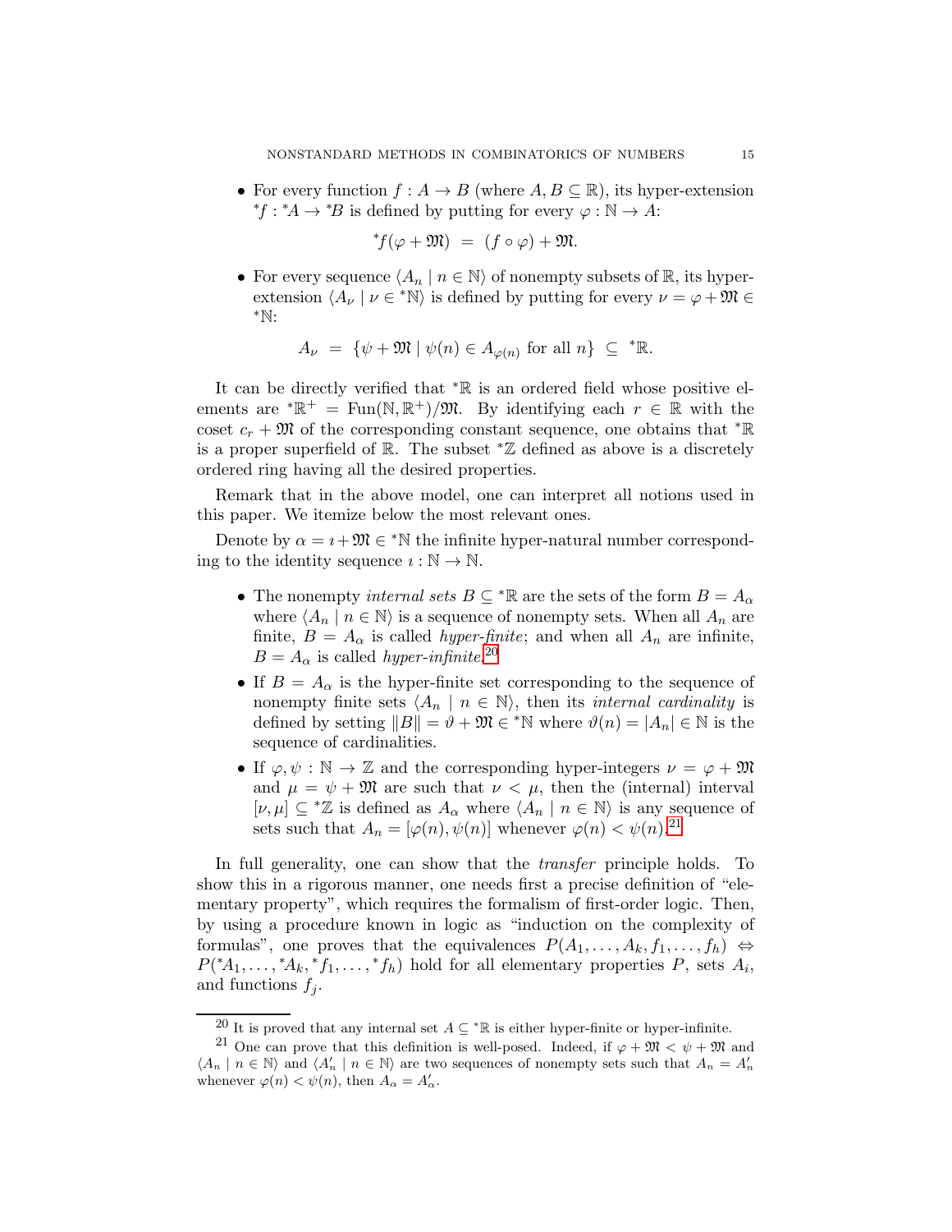- For every function $f : A \to B$ (where $A, B \subseteq \mathbb{R}$), its hyper-extension ${}^*f : {}^*A \to {}^*B$ is defined by putting for every $\varphi : \mathbb{N} \to A$:

$$ {}^*f(\varphi + \mathfrak{M}) \;=\; (f \circ \varphi) + \mathfrak{M}. $$

- For every sequence $\langle A_n \mid n \in \mathbb{N}\rangle$ of nonempty subsets of $\mathbb{R}$, its hyper-extension $\langle A_\nu \mid \nu \in {}^*\mathbb{N}\rangle$ is defined by putting for every $\nu = \varphi + \mathfrak{M} \in {}^*\mathbb{N}$:

$$ A_\nu \;=\; \{\psi + \mathfrak{M} \mid \psi(n) \in A_{\varphi(n)} \text{ for all } n\} \;\subseteq\; {}^*\mathbb{R}. $$

It can be directly verified that ${}^*\mathbb{R}$ is an ordered field whose positive elements are ${}^*\mathbb{R}^+ = \mathrm{Fun}(\mathbb{N}, \mathbb{R}^+)/\mathfrak{M}$. By identifying each $r \in \mathbb{R}$ with the coset $c_r + \mathfrak{M}$ of the corresponding constant sequence, one obtains that ${}^*\mathbb{R}$ is a proper superfield of $\mathbb{R}$. The subset ${}^*\mathbb{Z}$ defined as above is a discretely ordered ring having all the desired properties.

Remark that in the above model, one can interpret all notions used in this paper. We itemize below the most relevant ones.

Denote by $\alpha = \imath + \mathfrak{M} \in {}^*\mathbb{N}$ the infinite hyper-natural number corresponding to the identity sequence $\imath : \mathbb{N} \to \mathbb{N}$.

- The nonempty *internal sets* $B \subseteq {}^*\mathbb{R}$ are the sets of the form $B = A_\alpha$ where $\langle A_n \mid n \in \mathbb{N}\rangle$ is a sequence of nonempty sets. When all $A_n$ are finite, $B = A_\alpha$ is called *hyper-finite*; and when all $A_n$ are infinite, $B = A_\alpha$ is called *hyper-infinite*.[20]
- If $B = A_\alpha$ is the hyper-finite set corresponding to the sequence of nonempty finite sets $\langle A_n \mid n \in \mathbb{N}\rangle$, then its *internal cardinality* is defined by setting $\|B\| = \vartheta + \mathfrak{M} \in {}^*\mathbb{N}$ where $\vartheta(n) = |A_n| \in \mathbb{N}$ is the sequence of cardinalities.
- If $\varphi, \psi : \mathbb{N} \to \mathbb{Z}$ and the corresponding hyper-integers $\nu = \varphi + \mathfrak{M}$ and $\mu = \psi + \mathfrak{M}$ are such that $\nu < \mu$, then the (internal) interval $[\nu, \mu] \subseteq {}^*\mathbb{Z}$ is defined as $A_\alpha$ where $\langle A_n \mid n \in \mathbb{N}\rangle$ is any sequence of sets such that $A_n = [\varphi(n), \psi(n)]$ whenever $\varphi(n) < \psi(n)$.[21]

In full generality, one can show that the *transfer* principle holds. To show this in a rigorous manner, one needs first a precise definition of "elementary property", which requires the formalism of first-order logic. Then, by using a procedure known in logic as "induction on the complexity of formulas", one proves that the equivalences $P(A_1, \ldots, A_k, f_1, \ldots, f_h) \Leftrightarrow P({}^*A_1, \ldots, {}^*A_k, {}^*f_1, \ldots, {}^*f_h)$ hold for all elementary properties $P$, sets $A_i$, and functions $f_j$.

[20] It is proved that any internal set $A \subseteq {}^*\mathbb{R}$ is either hyper-finite or hyper-infinite.

[21] One can prove that this definition is well-posed. Indeed, if $\varphi + \mathfrak{M} < \psi + \mathfrak{M}$ and $\langle A_n \mid n \in \mathbb{N}\rangle$ and $\langle A'_n \mid n \in \mathbb{N}\rangle$ are two sequences of nonempty sets such that $A_n = A'_n$ whenever $\varphi(n) < \psi(n)$, then $A_\alpha = A'_\alpha$.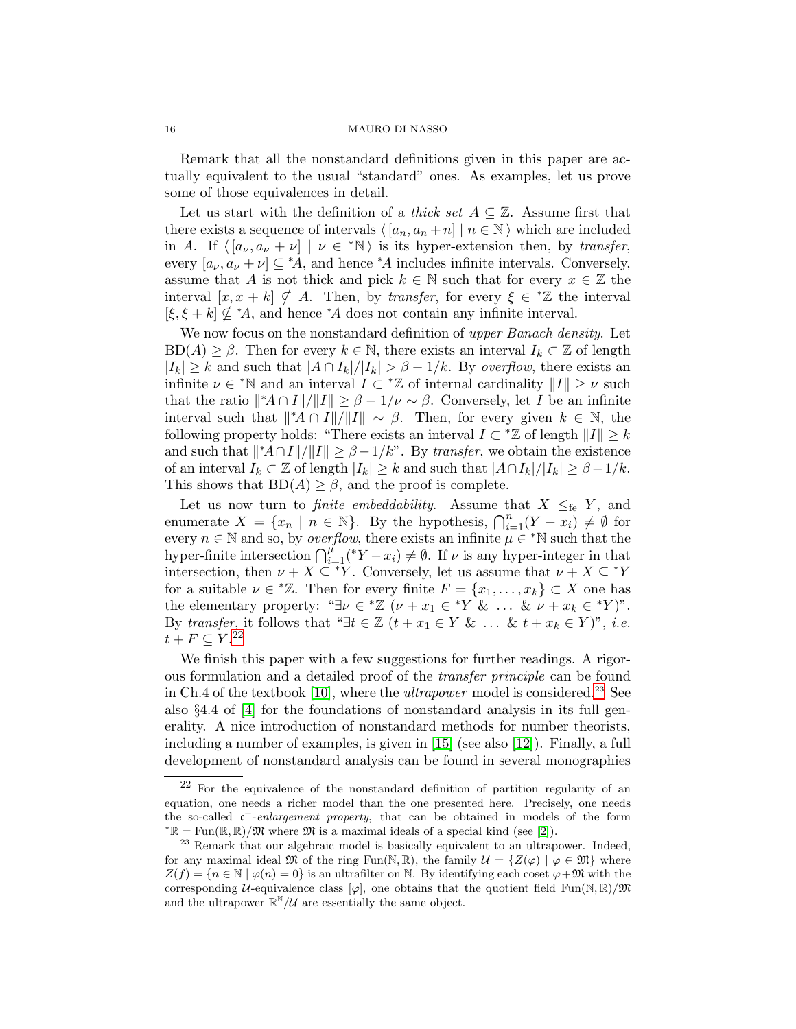Remark that all the nonstandard definitions given in this paper are actually equivalent to the usual "standard" ones. As examples, let us prove some of those equivalences in detail.

Let us start with the definition of a *thick set* $A \subseteq \mathbb{Z}$. Assume first that there exists a sequence of intervals $\langle\, [a_n, a_n+n] \mid n \in \mathbb{N}\,\rangle$ which are included in $A$. If $\langle\, [a_\nu, a_\nu+\nu] \mid \nu \in {}^*\mathbb{N}\,\rangle$ is its hyper-extension then, by *transfer*, every $[a_\nu, a_\nu+\nu] \subseteq {}^*A$, and hence ${}^*A$ includes infinite intervals. Conversely, assume that $A$ is not thick and pick $k \in \mathbb{N}$ such that for every $x \in \mathbb{Z}$ the interval $[x, x+k] \nsubseteq A$. Then, by *transfer*, for every $\xi \in {}^*\mathbb{Z}$ the interval $[\xi, \xi+k] \nsubseteq {}^*A$, and hence ${}^*A$ does not contain any infinite interval.

We now focus on the nonstandard definition of *upper Banach density*. Let $\mathrm{BD}(A) \geq \beta$. Then for every $k \in \mathbb{N}$, there exists an interval $I_k \subset \mathbb{Z}$ of length $|I_k| \geq k$ and such that $|A \cap I_k|/|I_k| > \beta - 1/k$. By *overflow*, there exists an infinite $\nu \in {}^*\mathbb{N}$ and an interval $I \subset {}^*\mathbb{Z}$ of internal cardinality $\|I\| \geq \nu$ such that the ratio $\|{}^*A \cap I\|/\|I\| \geq \beta - 1/\nu \sim \beta$. Conversely, let $I$ be an infinite interval such that $\|{}^*A \cap I\|/\|I\| \sim \beta$. Then, for every given $k \in \mathbb{N}$, the following property holds: "There exists an interval $I \subset {}^*\mathbb{Z}$ of length $\|I\| \geq k$ and such that $\|{}^*A \cap I\|/\|I\| \geq \beta - 1/k$". By *transfer*, we obtain the existence of an interval $I_k \subset \mathbb{Z}$ of length $|I_k| \geq k$ and such that $|A \cap I_k|/|I_k| \geq \beta - 1/k$. This shows that $\mathrm{BD}(A) \geq \beta$, and the proof is complete.

Let us now turn to *finite embeddability*. Assume that $X \leq_{\mathrm{fe}} Y$, and enumerate $X = \{x_n \mid n \in \mathbb{N}\}$. By the hypothesis, $\bigcap_{i=1}^{n}(Y - x_i) \neq \emptyset$ for every $n \in \mathbb{N}$ and so, by *overflow*, there exists an infinite $\mu \in {}^*\mathbb{N}$ such that the hyper-finite intersection $\bigcap_{i=1}^{\mu}({}^*Y - x_i) \neq \emptyset$. If $\nu$ is any hyper-integer in that intersection, then $\nu + X \subseteq {}^*Y$. Conversely, let us assume that $\nu + X \subseteq {}^*Y$ for a suitable $\nu \in {}^*\mathbb{Z}$. Then for every finite $F = \{x_1, \ldots, x_k\} \subset X$ one has the elementary property: "$\exists \nu \in {}^*\mathbb{Z}\ (\nu + x_1 \in {}^*Y\ \&\ \ldots\ \&\ \nu + x_k \in {}^*Y)$". By *transfer*, it follows that "$\exists t \in \mathbb{Z}\ (t + x_1 \in Y\ \&\ \ldots\ \&\ t + x_k \in Y)$", *i.e.* $t + F \subseteq Y$.[22]

We finish this paper with a few suggestions for further readings. A rigorous formulation and a detailed proof of the *transfer principle* can be found in Ch.4 of the textbook [10], where the *ultrapower* model is considered.[23] See also §4.4 of [4] for the foundations of nonstandard analysis in its full generality. A nice introduction of nonstandard methods for number theorists, including a number of examples, is given in [15] (see also [12]). Finally, a full development of nonstandard analysis can be found in several monographies

---

[22] For the equivalence of the nonstandard definition of partition regularity of an equation, one needs a richer model than the one presented here. Precisely, one needs the so-called $\mathfrak{c}^+$-*enlargement property*, that can be obtained in models of the form ${}^*\mathbb{R} = \mathrm{Fun}(\mathbb{R}, \mathbb{R})/\mathfrak{M}$ where $\mathfrak{M}$ is a maximal ideals of a special kind (see [2]).

[23] Remark that our algebraic model is basically equivalent to an ultrapower. Indeed, for any maximal ideal $\mathfrak{M}$ of the ring $\mathrm{Fun}(\mathbb{N}, \mathbb{R})$, the family $\mathcal{U} = \{Z(\varphi) \mid \varphi \in \mathfrak{M}\}$ where $Z(f) = \{n \in \mathbb{N} \mid \varphi(n) = 0\}$ is an ultrafilter on $\mathbb{N}$. By identifying each coset $\varphi + \mathfrak{M}$ with the corresponding $\mathcal{U}$-equivalence class $[\varphi]$, one obtains that the quotient field $\mathrm{Fun}(\mathbb{N}, \mathbb{R})/\mathfrak{M}$ and the ultrapower $\mathbb{R}^{\mathbb{N}}/\mathcal{U}$ are essentially the same object.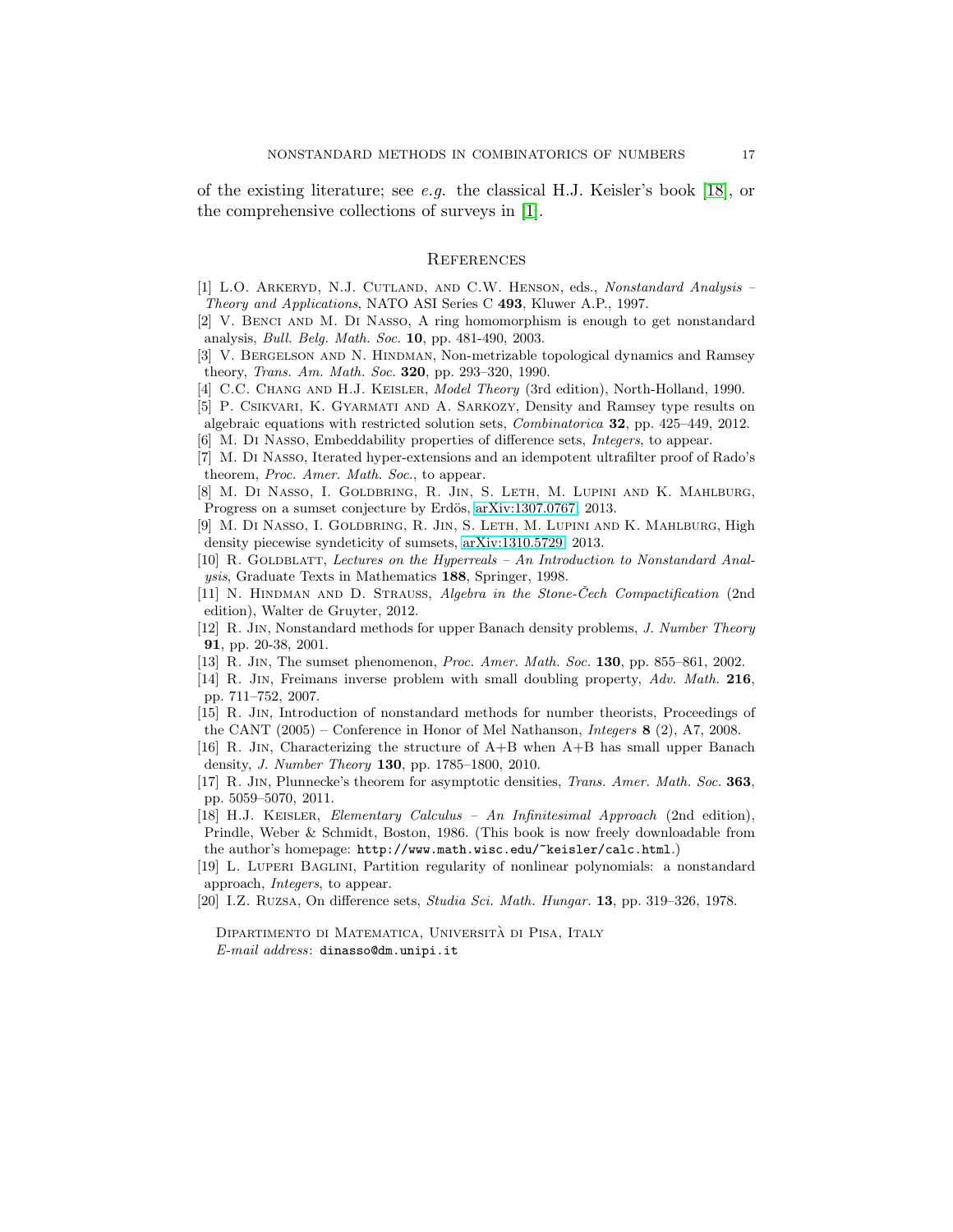of the existing literature; see *e.g.* the classical H.J. Keisler's book [18], or the comprehensive collections of surveys in [1].

## References

[1] L.O. Arkeryd, N.J. Cutland, and C.W. Henson, eds., *Nonstandard Analysis – Theory and Applications*, NATO ASI Series C **493**, Kluwer A.P., 1997.

[2] V. Benci and M. Di Nasso, A ring homomorphism is enough to get nonstandard analysis, *Bull. Belg. Math. Soc.* **10**, pp. 481-490, 2003.

[3] V. Bergelson and N. Hindman, Non-metrizable topological dynamics and Ramsey theory, *Trans. Am. Math. Soc.* **320**, pp. 293–320, 1990.

[4] C.C. Chang and H.J. Keisler, *Model Theory* (3rd edition), North-Holland, 1990.

[5] P. Csikvari, K. Gyarmati and A. Sarkozy, Density and Ramsey type results on algebraic equations with restricted solution sets, *Combinatorica* **32**, pp. 425–449, 2012.

[6] M. Di Nasso, Embeddability properties of difference sets, *Integers*, to appear.

[7] M. Di Nasso, Iterated hyper-extensions and an idempotent ultrafilter proof of Rado's theorem, *Proc. Amer. Math. Soc.*, to appear.

[8] M. Di Nasso, I. Goldbring, R. Jin, S. Leth, M. Lupini and K. Mahlburg, Progress on a sumset conjecture by Erdös, arXiv:1307.0767, 2013.

[9] M. Di Nasso, I. Goldbring, R. Jin, S. Leth, M. Lupini and K. Mahlburg, High density piecewise syndeticity of sumsets, arXiv:1310.5729, 2013.

[10] R. Goldblatt, *Lectures on the Hyperreals – An Introduction to Nonstandard Analysis*, Graduate Texts in Mathematics **188**, Springer, 1998.

[11] N. Hindman and D. Strauss, *Algebra in the Stone-Čech Compactification* (2nd edition), Walter de Gruyter, 2012.

[12] R. Jin, Nonstandard methods for upper Banach density problems, *J. Number Theory* **91**, pp. 20-38, 2001.

[13] R. Jin, The sumset phenomenon, *Proc. Amer. Math. Soc.* **130**, pp. 855–861, 2002.

[14] R. Jin, Freimans inverse problem with small doubling property, *Adv. Math.* **216**, pp. 711–752, 2007.

[15] R. Jin, Introduction of nonstandard methods for number theorists, Proceedings of the CANT (2005) – Conference in Honor of Mel Nathanson, *Integers* **8** (2), A7, 2008.

[16] R. Jin, Characterizing the structure of A+B when A+B has small upper Banach density, *J. Number Theory* **130**, pp. 1785–1800, 2010.

[17] R. Jin, Plunnecke's theorem for asymptotic densities, *Trans. Amer. Math. Soc.* **363**, pp. 5059–5070, 2011.

[18] H.J. Keisler, *Elementary Calculus – An Infinitesimal Approach* (2nd edition), Prindle, Weber & Schmidt, Boston, 1986. (This book is now freely downloadable from the author's homepage: `http://www.math.wisc.edu/~keisler/calc.html`.)

[19] L. Luperi Baglini, Partition regularity of nonlinear polynomials: a nonstandard approach, *Integers*, to appear.

[20] I.Z. Ruzsa, On difference sets, *Studia Sci. Math. Hungar.* **13**, pp. 319–326, 1978.

Dipartimento di Matematica, Università di Pisa, Italy
*E-mail address*: `dinasso@dm.unipi.it`